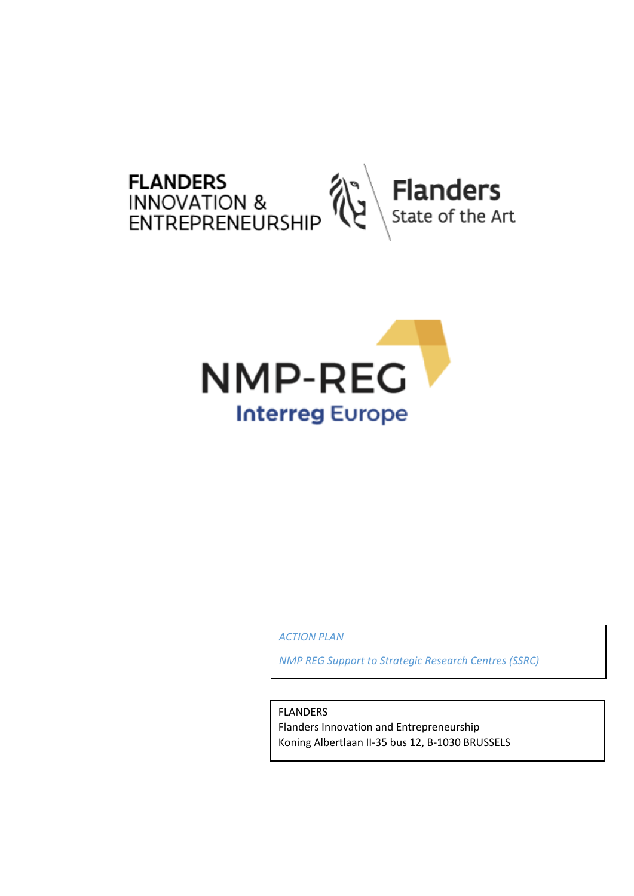FLANDERS INNOVATION & ENTREPRENEURSHIP

Flanders
State of the Art

NMP-REG
Interreg Europe

*ACTION PLAN*

*NMP REG Support to Strategic Research Centres (SSRC)*

FLANDERS
Flanders Innovation and Entrepreneurship
Koning Albertlaan II-35 bus 12, B-1030 BRUSSELS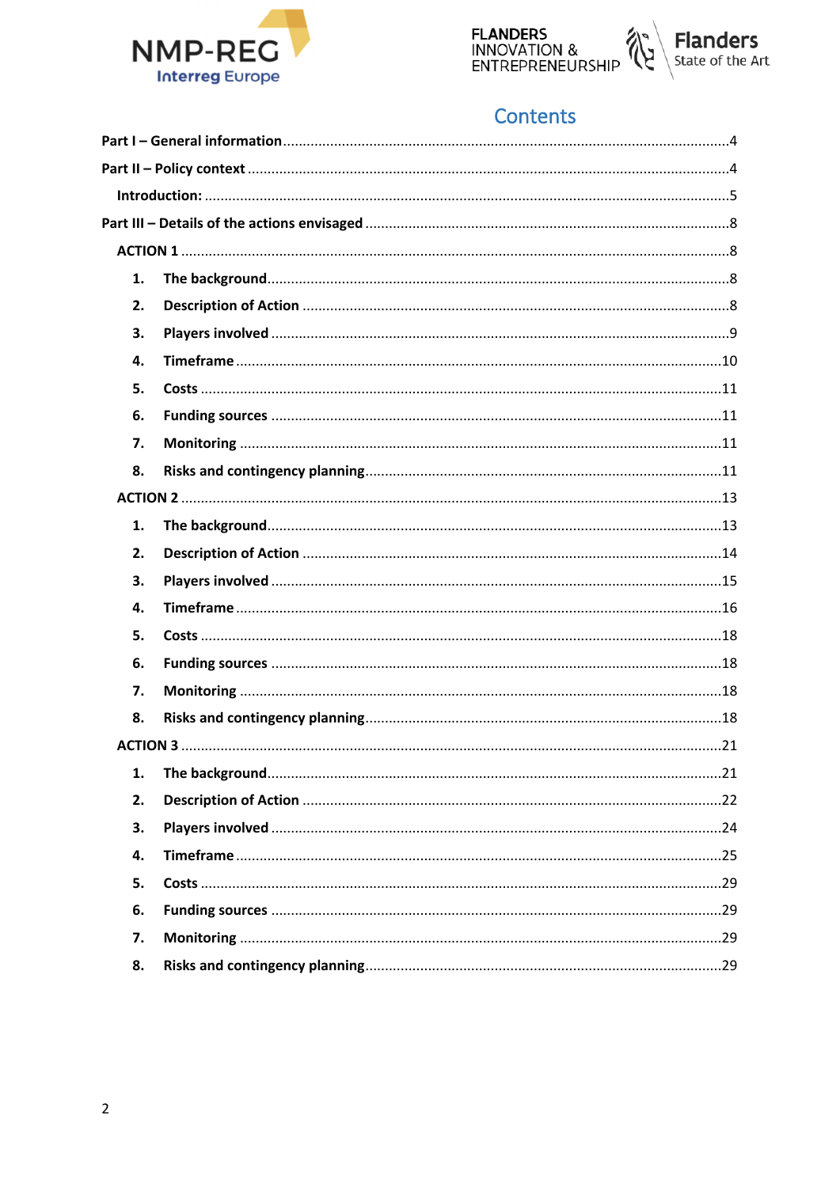# Contents

**Part I – General information** ....... 4

**Part II – Policy context** ....... 4

- **Introduction:** ....... 5

**Part III – Details of the actions envisaged** ....... 8

- **ACTION 1** ....... 8
    1. **The background** ....... 8
    2. **Description of Action** ....... 8
    3. **Players involved** ....... 9
    4. **Timeframe** ....... 10
    5. **Costs** ....... 11
    6. **Funding sources** ....... 11
    7. **Monitoring** ....... 11
    8. **Risks and contingency planning** ....... 11
- **ACTION 2** ....... 13
    1. **The background** ....... 13
    2. **Description of Action** ....... 14
    3. **Players involved** ....... 15
    4. **Timeframe** ....... 16
    5. **Costs** ....... 18
    6. **Funding sources** ....... 18
    7. **Monitoring** ....... 18
    8. **Risks and contingency planning** ....... 18
- **ACTION 3** ....... 21
    1. **The background** ....... 21
    2. **Description of Action** ....... 22
    3. **Players involved** ....... 24
    4. **Timeframe** ....... 25
    5. **Costs** ....... 29
    6. **Funding sources** ....... 29
    7. **Monitoring** ....... 29
    8. **Risks and contingency planning** ....... 29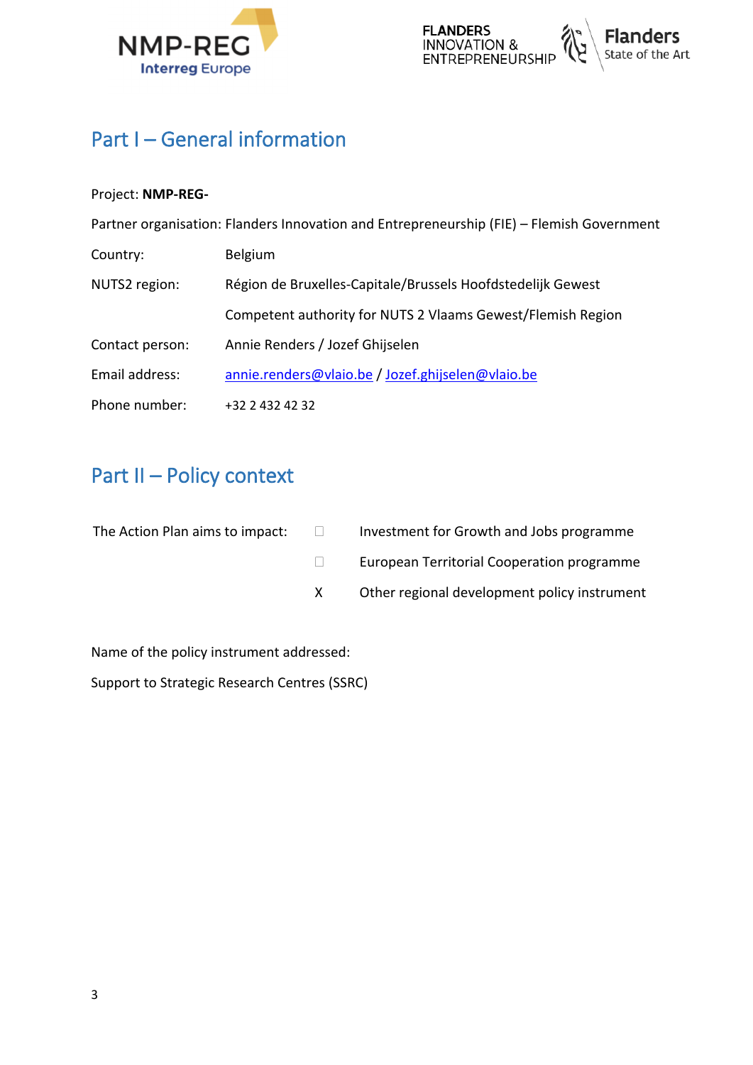# Part I – General information

Project: **NMP-REG-**

Partner organisation: Flanders Innovation and Entrepreneurship (FIE) – Flemish Government

Country: Belgium

NUTS2 region: Région de Bruxelles-Capitale/Brussels Hoofdstedelijk Gewest

Competent authority for NUTS 2 Vlaams Gewest/Flemish Region

Contact person: Annie Renders / Jozef Ghijselen

Email address: annie.renders@vlaio.be / Jozef.ghijselen@vlaio.be

Phone number: +32 2 432 42 32

# Part II – Policy context

The Action Plan aims to impact:

- ☐ Investment for Growth and Jobs programme
- ☐ European Territorial Cooperation programme
- X Other regional development policy instrument

Name of the policy instrument addressed:

Support to Strategic Research Centres (SSRC)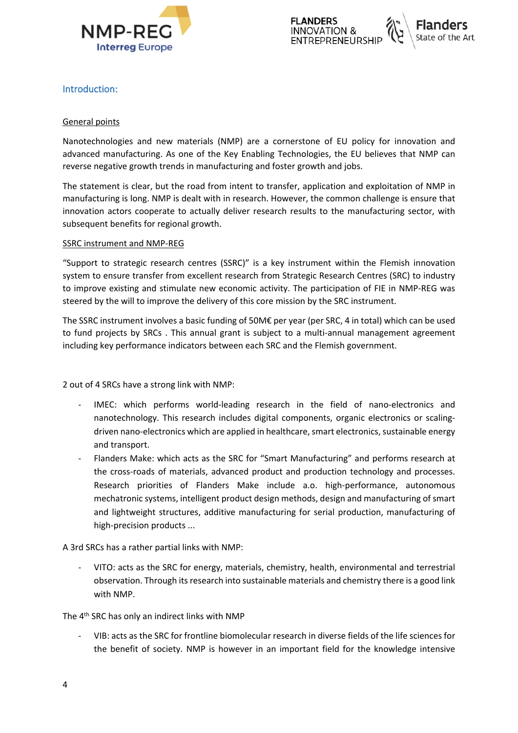## Introduction:

General points

Nanotechnologies and new materials (NMP) are a cornerstone of EU policy for innovation and advanced manufacturing. As one of the Key Enabling Technologies, the EU believes that NMP can reverse negative growth trends in manufacturing and foster growth and jobs.

The statement is clear, but the road from intent to transfer, application and exploitation of NMP in manufacturing is long. NMP is dealt with in research. However, the common challenge is ensure that innovation actors cooperate to actually deliver research results to the manufacturing sector, with subsequent benefits for regional growth.

SSRC instrument and NMP-REG

"Support to strategic research centres (SSRC)" is a key instrument within the Flemish innovation system to ensure transfer from excellent research from Strategic Research Centres (SRC) to industry to improve existing and stimulate new economic activity. The participation of FIE in NMP-REG was steered by the will to improve the delivery of this core mission by the SRC instrument.

The SSRC instrument involves a basic funding of 50M€ per year (per SRC, 4 in total) which can be used to fund projects by SRCs . This annual grant is subject to a multi-annual management agreement including key performance indicators between each SRC and the Flemish government.

2 out of 4 SRCs have a strong link with NMP:

- IMEC: which performs world-leading research in the field of nano-electronics and nanotechnology. This research includes digital components, organic electronics or scaling-driven nano-electronics which are applied in healthcare, smart electronics, sustainable energy and transport.
- Flanders Make: which acts as the SRC for "Smart Manufacturing" and performs research at the cross-roads of materials, advanced product and production technology and processes. Research priorities of Flanders Make include a.o. high-performance, autonomous mechatronic systems, intelligent product design methods, design and manufacturing of smart and lightweight structures, additive manufacturing for serial production, manufacturing of high-precision products ...

A 3rd SRCs has a rather partial links with NMP:

- VITO: acts as the SRC for energy, materials, chemistry, health, environmental and terrestrial observation. Through its research into sustainable materials and chemistry there is a good link with NMP.

The 4th SRC has only an indirect links with NMP

- VIB: acts as the SRC for frontline biomolecular research in diverse fields of the life sciences for the benefit of society. NMP is however in an important field for the knowledge intensive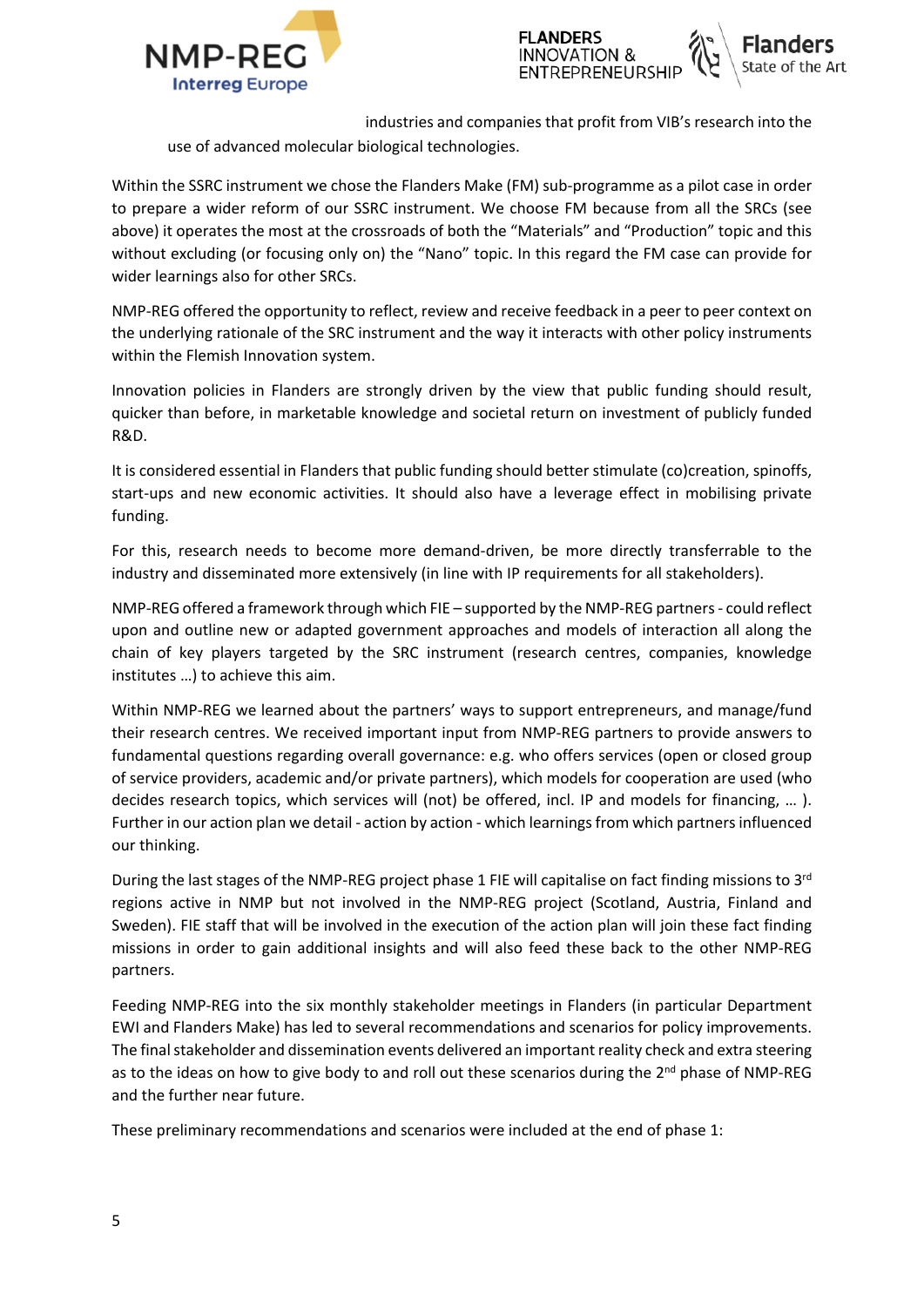industries and companies that profit from VIB's research into the use of advanced molecular biological technologies.

Within the SSRC instrument we chose the Flanders Make (FM) sub-programme as a pilot case in order to prepare a wider reform of our SSRC instrument. We choose FM because from all the SRCs (see above) it operates the most at the crossroads of both the "Materials" and "Production" topic and this without excluding (or focusing only on) the "Nano" topic. In this regard the FM case can provide for wider learnings also for other SRCs.

NMP-REG offered the opportunity to reflect, review and receive feedback in a peer to peer context on the underlying rationale of the SRC instrument and the way it interacts with other policy instruments within the Flemish Innovation system.

Innovation policies in Flanders are strongly driven by the view that public funding should result, quicker than before, in marketable knowledge and societal return on investment of publicly funded R&D.

It is considered essential in Flanders that public funding should better stimulate (co)creation, spinoffs, start-ups and new economic activities. It should also have a leverage effect in mobilising private funding.

For this, research needs to become more demand-driven, be more directly transferrable to the industry and disseminated more extensively (in line with IP requirements for all stakeholders).

NMP-REG offered a framework through which FIE – supported by the NMP-REG partners - could reflect upon and outline new or adapted government approaches and models of interaction all along the chain of key players targeted by the SRC instrument (research centres, companies, knowledge institutes …) to achieve this aim.

Within NMP-REG we learned about the partners' ways to support entrepreneurs, and manage/fund their research centres. We received important input from NMP-REG partners to provide answers to fundamental questions regarding overall governance: e.g. who offers services (open or closed group of service providers, academic and/or private partners), which models for cooperation are used (who decides research topics, which services will (not) be offered, incl. IP and models for financing, … ). Further in our action plan we detail - action by action - which learnings from which partners influenced our thinking.

During the last stages of the NMP-REG project phase 1 FIE will capitalise on fact finding missions to 3rd regions active in NMP but not involved in the NMP-REG project (Scotland, Austria, Finland and Sweden). FIE staff that will be involved in the execution of the action plan will join these fact finding missions in order to gain additional insights and will also feed these back to the other NMP-REG partners.

Feeding NMP-REG into the six monthly stakeholder meetings in Flanders (in particular Department EWI and Flanders Make) has led to several recommendations and scenarios for policy improvements. The final stakeholder and dissemination events delivered an important reality check and extra steering as to the ideas on how to give body to and roll out these scenarios during the 2nd phase of NMP-REG and the further near future.

These preliminary recommendations and scenarios were included at the end of phase 1: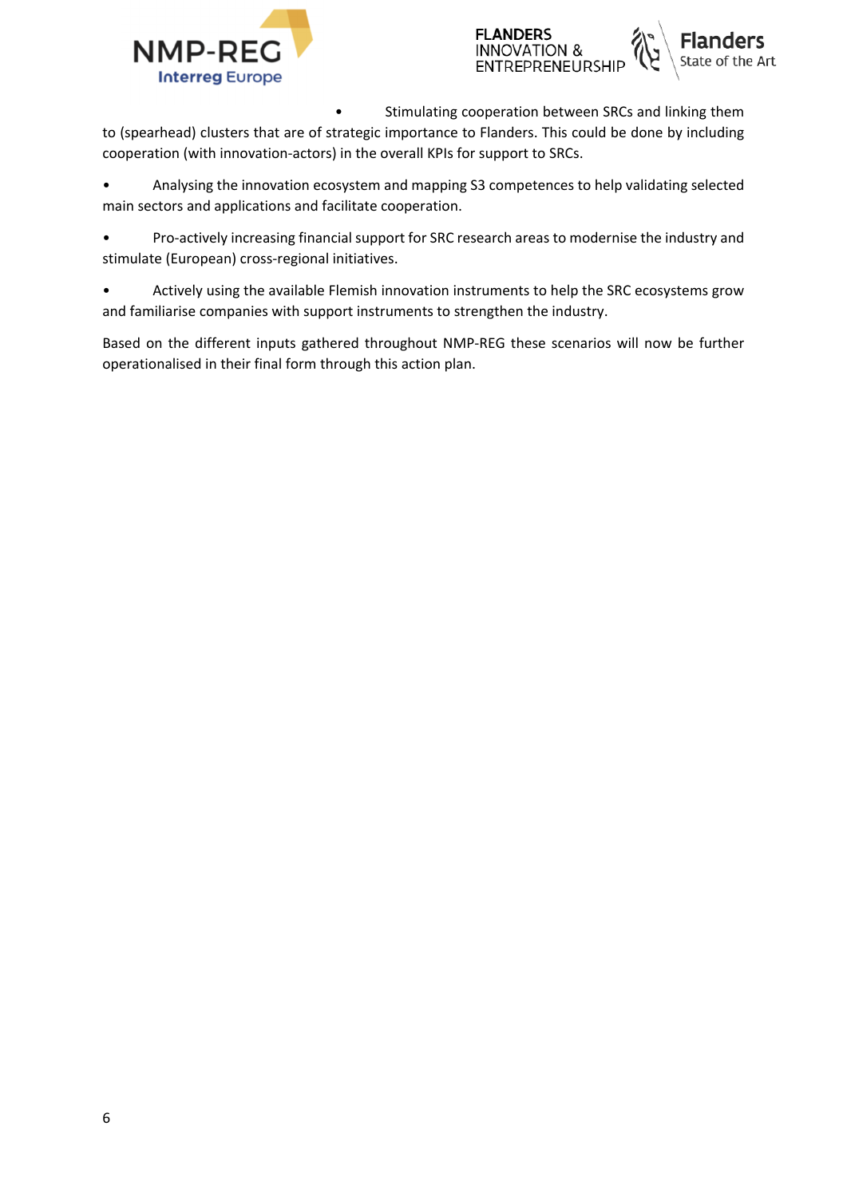- Stimulating cooperation between SRCs and linking them to (spearhead) clusters that are of strategic importance to Flanders. This could be done by including cooperation (with innovation-actors) in the overall KPIs for support to SRCs.
- Analysing the innovation ecosystem and mapping S3 competences to help validating selected main sectors and applications and facilitate cooperation.
- Pro-actively increasing financial support for SRC research areas to modernise the industry and stimulate (European) cross-regional initiatives.
- Actively using the available Flemish innovation instruments to help the SRC ecosystems grow and familiarise companies with support instruments to strengthen the industry.

Based on the different inputs gathered throughout NMP-REG these scenarios will now be further operationalised in their final form through this action plan.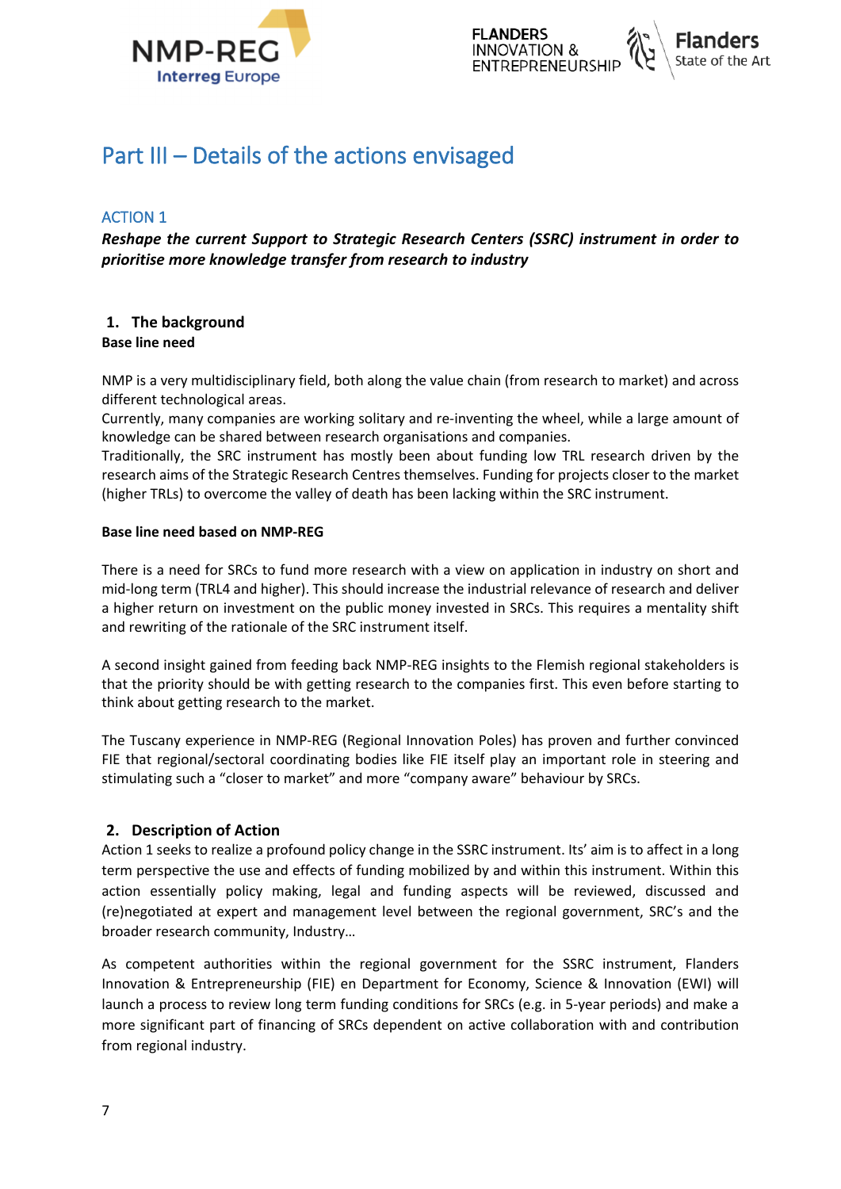# Part III – Details of the actions envisaged

## ACTION 1

***Reshape the current Support to Strategic Research Centers (SSRC) instrument in order to prioritise more knowledge transfer from research to industry***

### 1. The background

**Base line need**

NMP is a very multidisciplinary field, both along the value chain (from research to market) and across different technological areas.
Currently, many companies are working solitary and re-inventing the wheel, while a large amount of knowledge can be shared between research organisations and companies.
Traditionally, the SRC instrument has mostly been about funding low TRL research driven by the research aims of the Strategic Research Centres themselves. Funding for projects closer to the market (higher TRLs) to overcome the valley of death has been lacking within the SRC instrument.

**Base line need based on NMP-REG**

There is a need for SRCs to fund more research with a view on application in industry on short and mid-long term (TRL4 and higher). This should increase the industrial relevance of research and deliver a higher return on investment on the public money invested in SRCs. This requires a mentality shift and rewriting of the rationale of the SRC instrument itself.

A second insight gained from feeding back NMP-REG insights to the Flemish regional stakeholders is that the priority should be with getting research to the companies first. This even before starting to think about getting research to the market.

The Tuscany experience in NMP-REG (Regional Innovation Poles) has proven and further convinced FIE that regional/sectoral coordinating bodies like FIE itself play an important role in steering and stimulating such a "closer to market" and more "company aware" behaviour by SRCs.

### 2. Description of Action

Action 1 seeks to realize a profound policy change in the SSRC instrument. Its' aim is to affect in a long term perspective the use and effects of funding mobilized by and within this instrument. Within this action essentially policy making, legal and funding aspects will be reviewed, discussed and (re)negotiated at expert and management level between the regional government, SRC's and the broader research community, Industry…

As competent authorities within the regional government for the SSRC instrument, Flanders Innovation & Entrepreneurship (FIE) en Department for Economy, Science & Innovation (EWI) will launch a process to review long term funding conditions for SRCs (e.g. in 5-year periods) and make a more significant part of financing of SRCs dependent on active collaboration with and contribution from regional industry.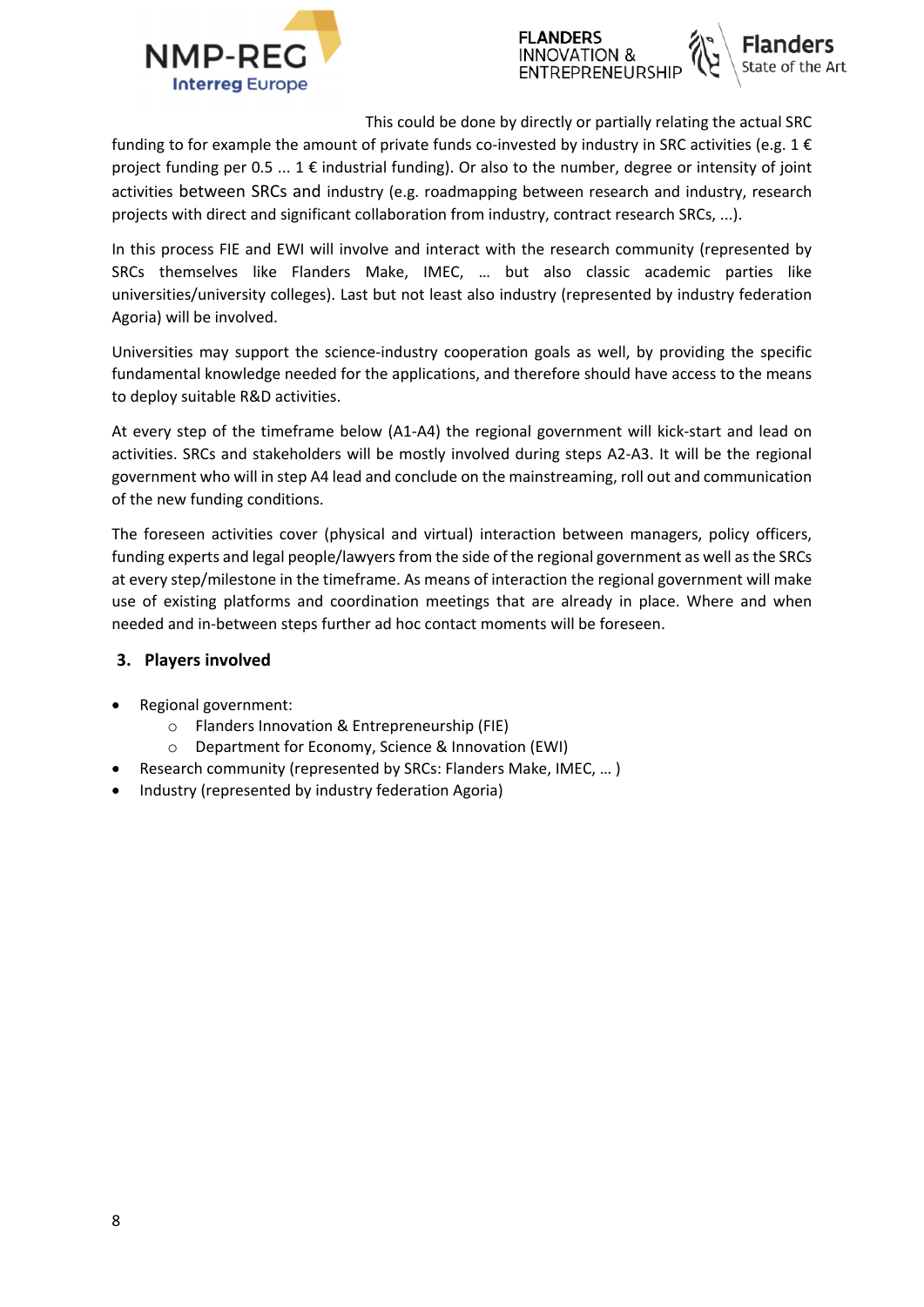This could be done by directly or partially relating the actual SRC funding to for example the amount of private funds co-invested by industry in SRC activities (e.g. 1 € project funding per 0.5 ... 1 € industrial funding). Or also to the number, degree or intensity of joint activities between SRCs and industry (e.g. roadmapping between research and industry, research projects with direct and significant collaboration from industry, contract research SRCs, ...).

In this process FIE and EWI will involve and interact with the research community (represented by SRCs themselves like Flanders Make, IMEC, … but also classic academic parties like universities/university colleges). Last but not least also industry (represented by industry federation Agoria) will be involved.

Universities may support the science-industry cooperation goals as well, by providing the specific fundamental knowledge needed for the applications, and therefore should have access to the means to deploy suitable R&D activities.

At every step of the timeframe below (A1-A4) the regional government will kick-start and lead on activities. SRCs and stakeholders will be mostly involved during steps A2-A3. It will be the regional government who will in step A4 lead and conclude on the mainstreaming, roll out and communication of the new funding conditions.

The foreseen activities cover (physical and virtual) interaction between managers, policy officers, funding experts and legal people/lawyers from the side of the regional government as well as the SRCs at every step/milestone in the timeframe. As means of interaction the regional government will make use of existing platforms and coordination meetings that are already in place. Where and when needed and in-between steps further ad hoc contact moments will be foreseen.

## 3. Players involved

- Regional government:
  - Flanders Innovation & Entrepreneurship (FIE)
  - Department for Economy, Science & Innovation (EWI)
- Research community (represented by SRCs: Flanders Make, IMEC, … )
- Industry (represented by industry federation Agoria)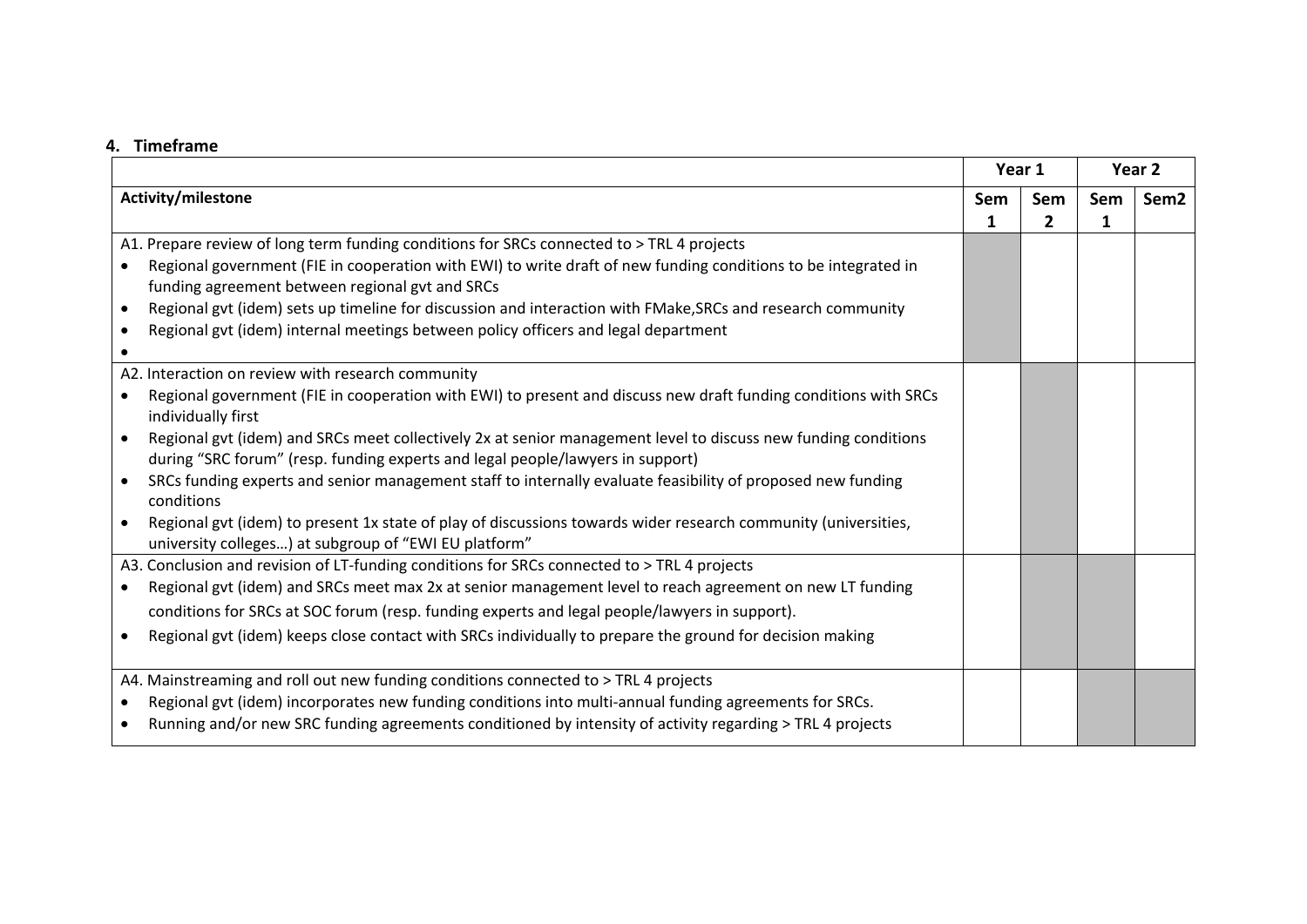## 4. Timeframe

| | Year 1 | | Year 2 | |
|---|---|---|---|---|
| **Activity/milestone** | **Sem 1** | **Sem 2** | **Sem 1** | **Sem2** |
| A1. Prepare review of long term funding conditions for SRCs connected to > TRL 4 projects<br>• Regional government (FIE in cooperation with EWI) to write draft of new funding conditions to be integrated in funding agreement between regional gvt and SRCs<br>• Regional gvt (idem) sets up timeline for discussion and interaction with FMake,SRCs and research community<br>• Regional gvt (idem) internal meetings between policy officers and legal department<br>• | X | | | |
| A2. Interaction on review with research community<br>• Regional government (FIE in cooperation with EWI) to present and discuss new draft funding conditions with SRCs individually first<br>• Regional gvt (idem) and SRCs meet collectively 2x at senior management level to discuss new funding conditions during "SRC forum" (resp. funding experts and legal people/lawyers in support)<br>• SRCs funding experts and senior management staff to internally evaluate feasibility of proposed new funding conditions<br>• Regional gvt (idem) to present 1x state of play of discussions towards wider research community (universities, university colleges…) at subgroup of "EWI EU platform" | | X | | |
| A3. Conclusion and revision of LT-funding conditions for SRCs connected to > TRL 4 projects<br>• Regional gvt (idem) and SRCs meet max 2x at senior management level to reach agreement on new LT funding conditions for SRCs at SOC forum (resp. funding experts and legal people/lawyers in support).<br>• Regional gvt (idem) keeps close contact with SRCs individually to prepare the ground for decision making | | X | X | |
| A4. Mainstreaming and roll out new funding conditions connected to > TRL 4 projects<br>• Regional gvt (idem) incorporates new funding conditions into multi-annual funding agreements for SRCs.<br>• Running and/or new SRC funding agreements conditioned by intensity of activity regarding > TRL 4 projects | | | X | X |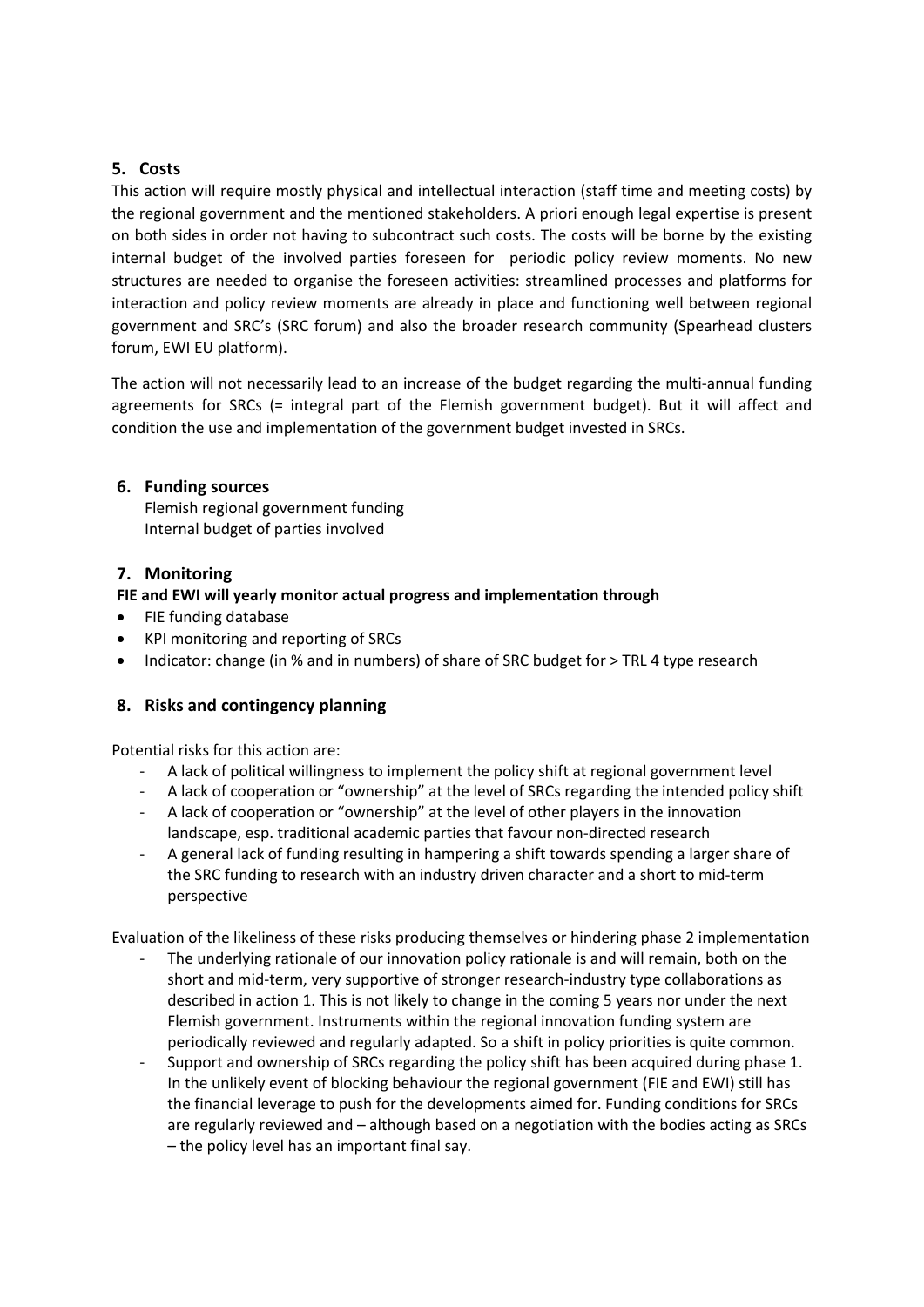## 5. Costs

This action will require mostly physical and intellectual interaction (staff time and meeting costs) by the regional government and the mentioned stakeholders. A priori enough legal expertise is present on both sides in order not having to subcontract such costs. The costs will be borne by the existing internal budget of the involved parties foreseen for periodic policy review moments. No new structures are needed to organise the foreseen activities: streamlined processes and platforms for interaction and policy review moments are already in place and functioning well between regional government and SRC's (SRC forum) and also the broader research community (Spearhead clusters forum, EWI EU platform).

The action will not necessarily lead to an increase of the budget regarding the multi-annual funding agreements for SRCs (= integral part of the Flemish government budget). But it will affect and condition the use and implementation of the government budget invested in SRCs.

## 6. Funding sources

Flemish regional government funding
Internal budget of parties involved

## 7. Monitoring

**FIE and EWI will yearly monitor actual progress and implementation through**

- FIE funding database
- KPI monitoring and reporting of SRCs
- Indicator: change (in % and in numbers) of share of SRC budget for > TRL 4 type research

## 8. Risks and contingency planning

Potential risks for this action are:

- A lack of political willingness to implement the policy shift at regional government level
- A lack of cooperation or "ownership" at the level of SRCs regarding the intended policy shift
- A lack of cooperation or "ownership" at the level of other players in the innovation landscape, esp. traditional academic parties that favour non-directed research
- A general lack of funding resulting in hampering a shift towards spending a larger share of the SRC funding to research with an industry driven character and a short to mid-term perspective

Evaluation of the likeliness of these risks producing themselves or hindering phase 2 implementation

- The underlying rationale of our innovation policy rationale is and will remain, both on the short and mid-term, very supportive of stronger research-industry type collaborations as described in action 1. This is not likely to change in the coming 5 years nor under the next Flemish government. Instruments within the regional innovation funding system are periodically reviewed and regularly adapted. So a shift in policy priorities is quite common.
- Support and ownership of SRCs regarding the policy shift has been acquired during phase 1. In the unlikely event of blocking behaviour the regional government (FIE and EWI) still has the financial leverage to push for the developments aimed for. Funding conditions for SRCs are regularly reviewed and – although based on a negotiation with the bodies acting as SRCs – the policy level has an important final say.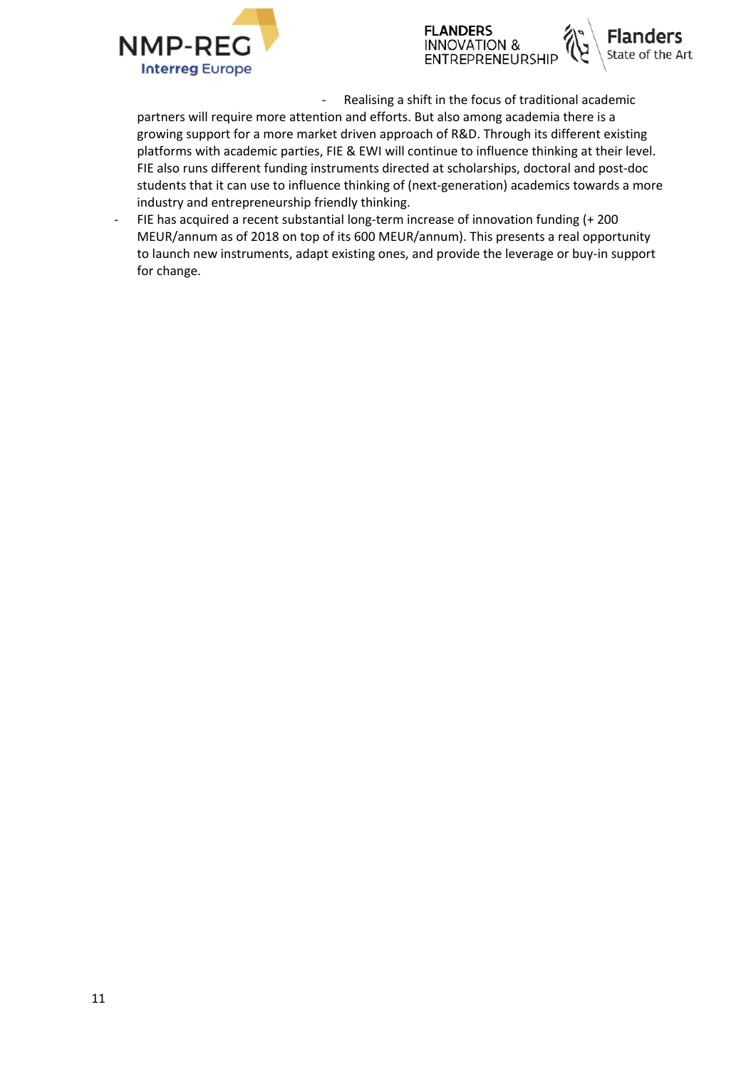- Realising a shift in the focus of traditional academic partners will require more attention and efforts. But also among academia there is a growing support for a more market driven approach of R&D. Through its different existing platforms with academic parties, FIE & EWI will continue to influence thinking at their level. FIE also runs different funding instruments directed at scholarships, doctoral and post-doc students that it can use to influence thinking of (next-generation) academics towards a more industry and entrepreneurship friendly thinking.
- FIE has acquired a recent substantial long-term increase of innovation funding (+ 200 MEUR/annum as of 2018 on top of its 600 MEUR/annum). This presents a real opportunity to launch new instruments, adapt existing ones, and provide the leverage or buy-in support for change.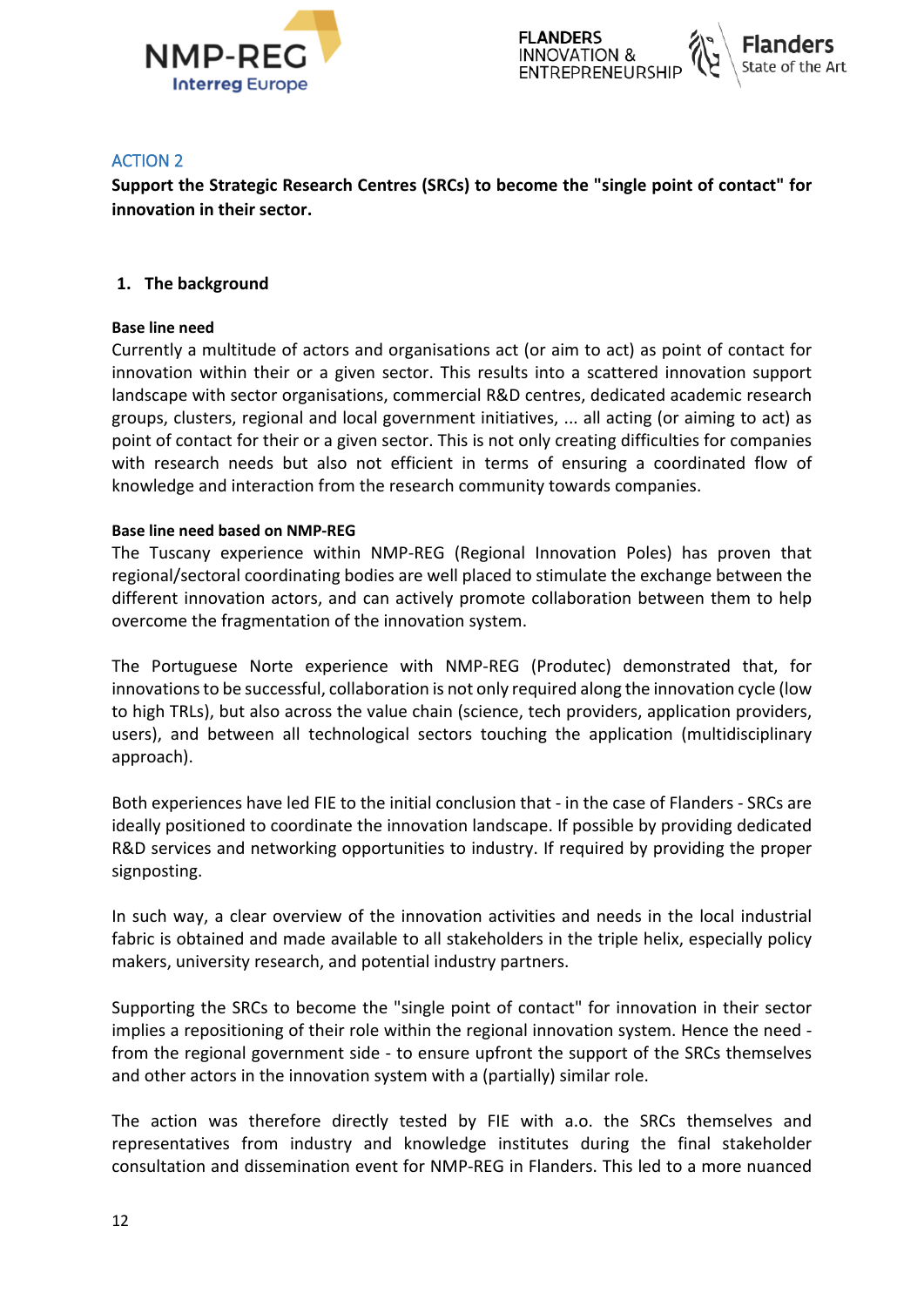ACTION 2

**Support the Strategic Research Centres (SRCs) to become the "single point of contact" for innovation in their sector.**

## 1. The background

**Base line need**

Currently a multitude of actors and organisations act (or aim to act) as point of contact for innovation within their or a given sector. This results into a scattered innovation support landscape with sector organisations, commercial R&D centres, dedicated academic research groups, clusters, regional and local government initiatives, ... all acting (or aiming to act) as point of contact for their or a given sector. This is not only creating difficulties for companies with research needs but also not efficient in terms of ensuring a coordinated flow of knowledge and interaction from the research community towards companies.

**Base line need based on NMP-REG**

The Tuscany experience within NMP-REG (Regional Innovation Poles) has proven that regional/sectoral coordinating bodies are well placed to stimulate the exchange between the different innovation actors, and can actively promote collaboration between them to help overcome the fragmentation of the innovation system.

The Portuguese Norte experience with NMP-REG (Produtec) demonstrated that, for innovations to be successful, collaboration is not only required along the innovation cycle (low to high TRLs), but also across the value chain (science, tech providers, application providers, users), and between all technological sectors touching the application (multidisciplinary approach).

Both experiences have led FIE to the initial conclusion that - in the case of Flanders - SRCs are ideally positioned to coordinate the innovation landscape. If possible by providing dedicated R&D services and networking opportunities to industry. If required by providing the proper signposting.

In such way, a clear overview of the innovation activities and needs in the local industrial fabric is obtained and made available to all stakeholders in the triple helix, especially policy makers, university research, and potential industry partners.

Supporting the SRCs to become the "single point of contact" for innovation in their sector implies a repositioning of their role within the regional innovation system. Hence the need - from the regional government side - to ensure upfront the support of the SRCs themselves and other actors in the innovation system with a (partially) similar role.

The action was therefore directly tested by FIE with a.o. the SRCs themselves and representatives from industry and knowledge institutes during the final stakeholder consultation and dissemination event for NMP-REG in Flanders. This led to a more nuanced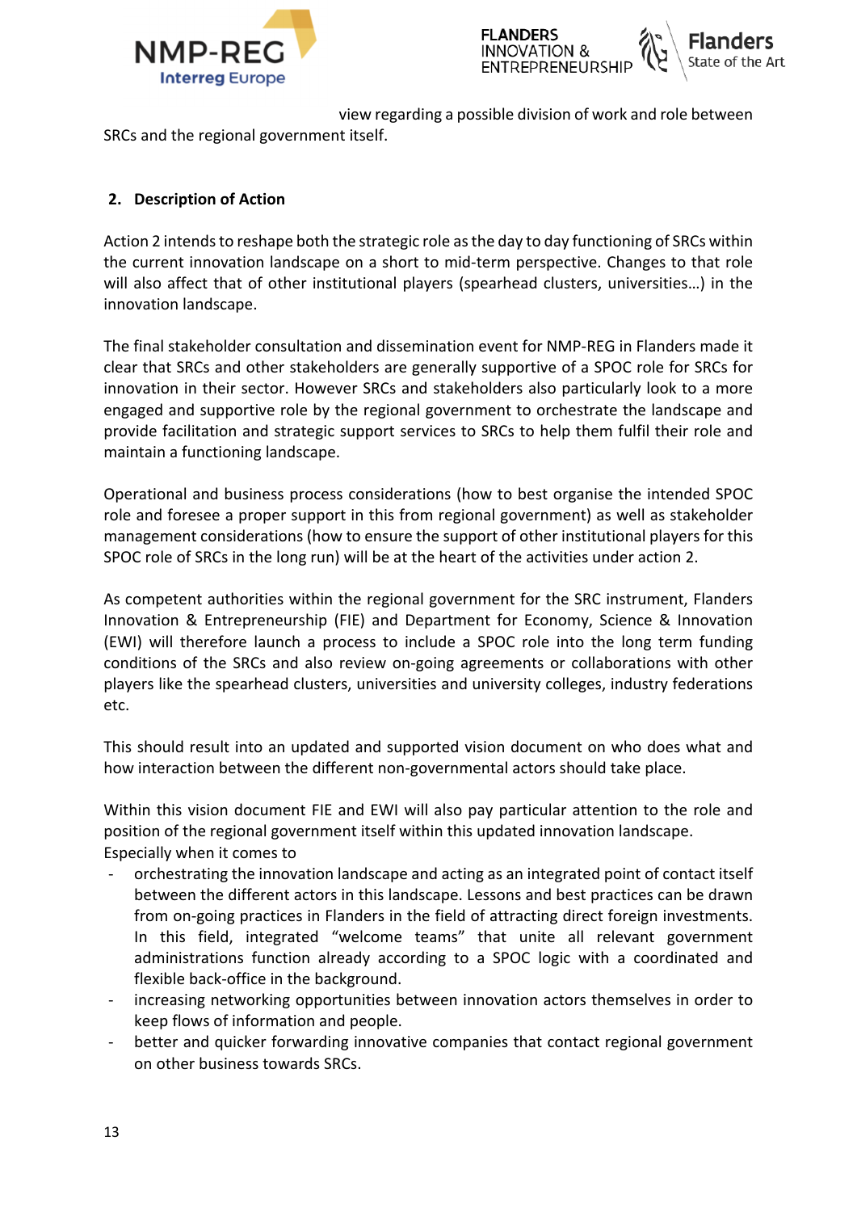view regarding a possible division of work and role between SRCs and the regional government itself.

## 2. Description of Action

Action 2 intends to reshape both the strategic role as the day to day functioning of SRCs within the current innovation landscape on a short to mid-term perspective. Changes to that role will also affect that of other institutional players (spearhead clusters, universities…) in the innovation landscape.

The final stakeholder consultation and dissemination event for NMP-REG in Flanders made it clear that SRCs and other stakeholders are generally supportive of a SPOC role for SRCs for innovation in their sector. However SRCs and stakeholders also particularly look to a more engaged and supportive role by the regional government to orchestrate the landscape and provide facilitation and strategic support services to SRCs to help them fulfil their role and maintain a functioning landscape.

Operational and business process considerations (how to best organise the intended SPOC role and foresee a proper support in this from regional government) as well as stakeholder management considerations (how to ensure the support of other institutional players for this SPOC role of SRCs in the long run) will be at the heart of the activities under action 2.

As competent authorities within the regional government for the SRC instrument, Flanders Innovation & Entrepreneurship (FIE) and Department for Economy, Science & Innovation (EWI) will therefore launch a process to include a SPOC role into the long term funding conditions of the SRCs and also review on-going agreements or collaborations with other players like the spearhead clusters, universities and university colleges, industry federations etc.

This should result into an updated and supported vision document on who does what and how interaction between the different non-governmental actors should take place.

Within this vision document FIE and EWI will also pay particular attention to the role and position of the regional government itself within this updated innovation landscape.
Especially when it comes to

- orchestrating the innovation landscape and acting as an integrated point of contact itself between the different actors in this landscape. Lessons and best practices can be drawn from on-going practices in Flanders in the field of attracting direct foreign investments. In this field, integrated "welcome teams" that unite all relevant government administrations function already according to a SPOC logic with a coordinated and flexible back-office in the background.
- increasing networking opportunities between innovation actors themselves in order to keep flows of information and people.
- better and quicker forwarding innovative companies that contact regional government on other business towards SRCs.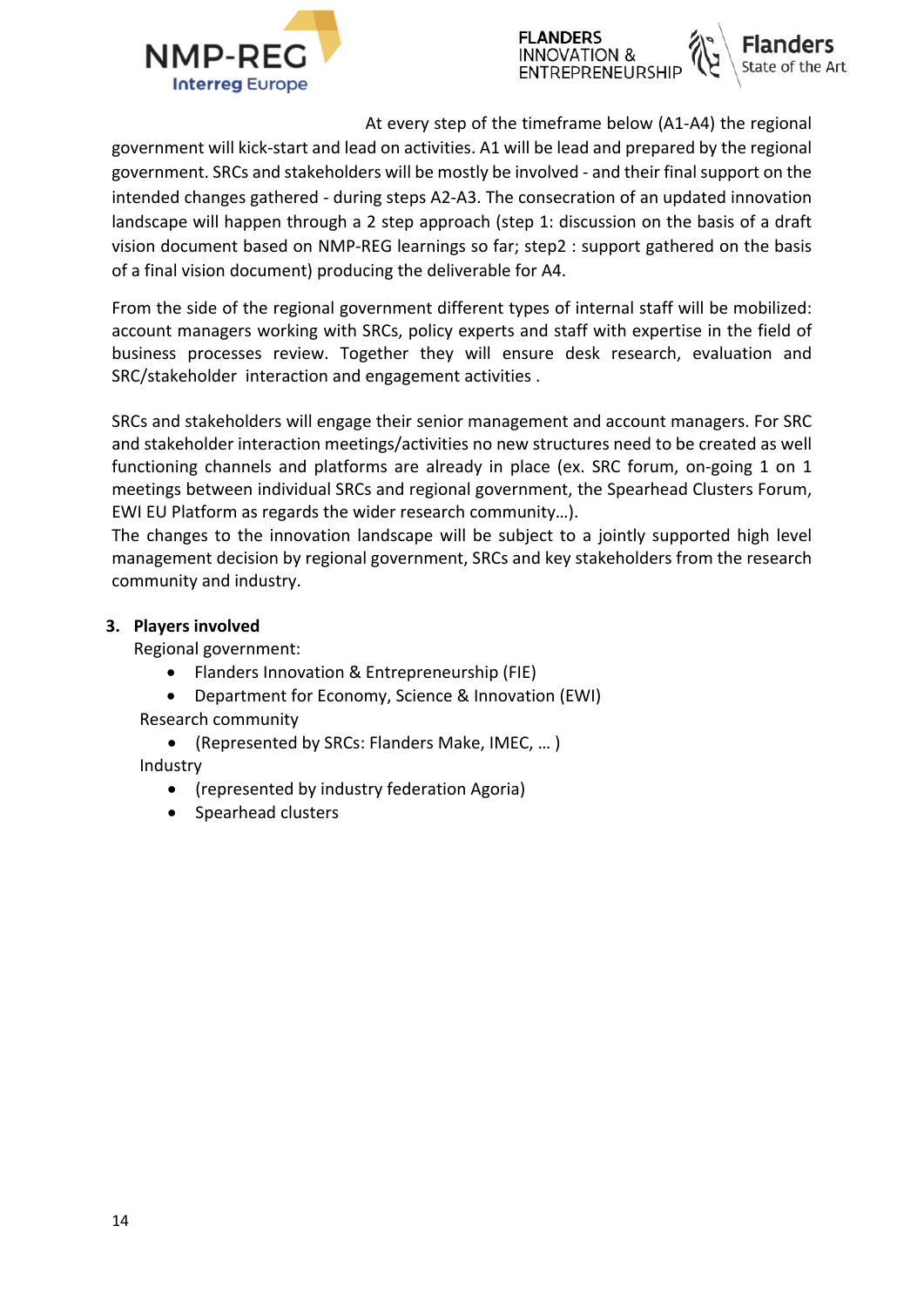At every step of the timeframe below (A1-A4) the regional government will kick-start and lead on activities. A1 will be lead and prepared by the regional government. SRCs and stakeholders will be mostly be involved - and their final support on the intended changes gathered - during steps A2-A3. The consecration of an updated innovation landscape will happen through a 2 step approach (step 1: discussion on the basis of a draft vision document based on NMP-REG learnings so far; step2 : support gathered on the basis of a final vision document) producing the deliverable for A4.

From the side of the regional government different types of internal staff will be mobilized: account managers working with SRCs, policy experts and staff with expertise in the field of business processes review. Together they will ensure desk research, evaluation and SRC/stakeholder interaction and engagement activities .

SRCs and stakeholders will engage their senior management and account managers. For SRC and stakeholder interaction meetings/activities no new structures need to be created as well functioning channels and platforms are already in place (ex. SRC forum, on-going 1 on 1 meetings between individual SRCs and regional government, the Spearhead Clusters Forum, EWI EU Platform as regards the wider research community…).
The changes to the innovation landscape will be subject to a jointly supported high level management decision by regional government, SRCs and key stakeholders from the research community and industry.

## 3. Players involved

Regional government:

- Flanders Innovation & Entrepreneurship (FIE)
- Department for Economy, Science & Innovation (EWI)

Research community

- (Represented by SRCs: Flanders Make, IMEC, … )

Industry

- (represented by industry federation Agoria)
- Spearhead clusters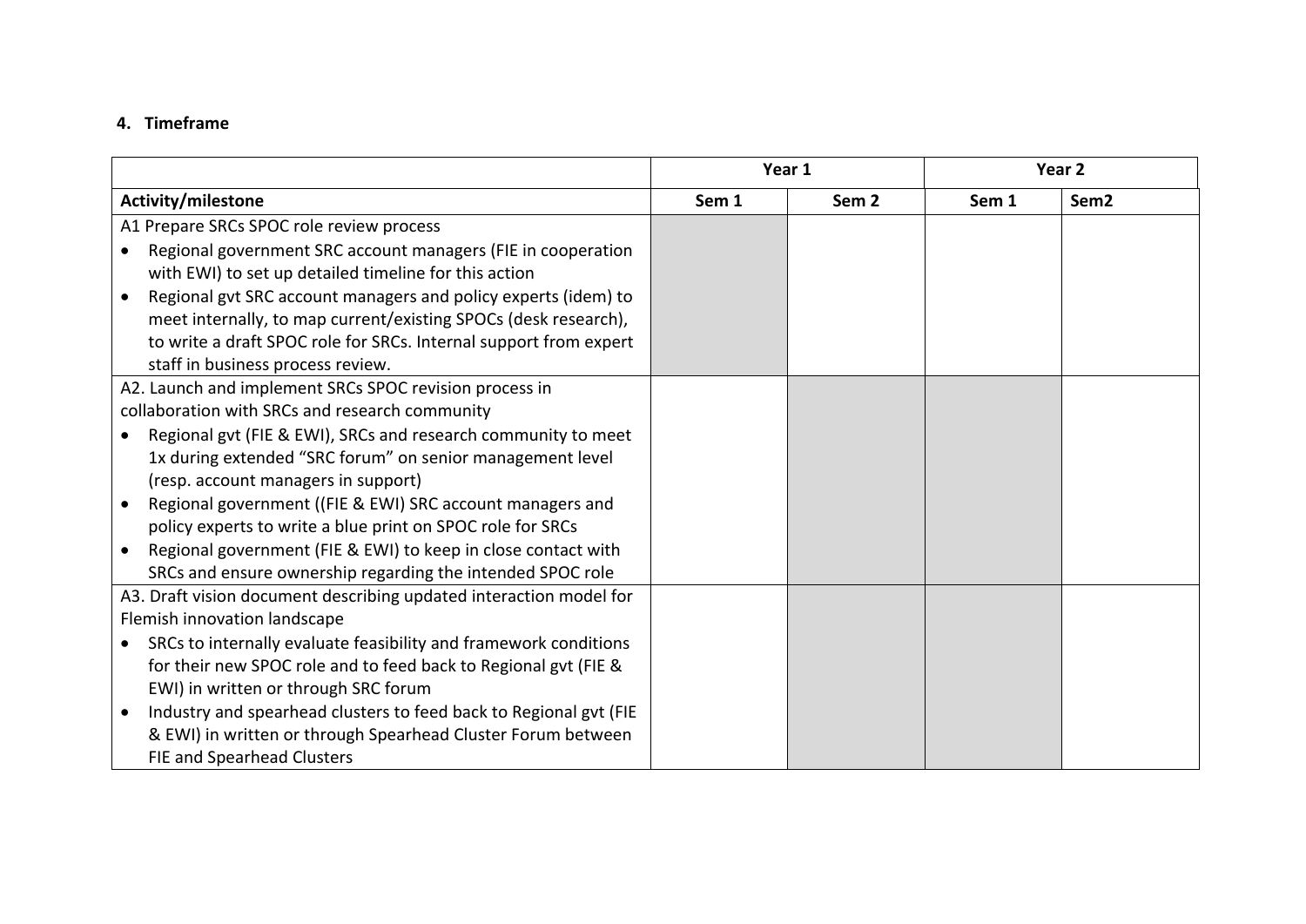## 4. Timeframe

| | Year 1 | | Year 2 | |
|---|---|---|---|---|
| **Activity/milestone** | **Sem 1** | **Sem 2** | **Sem 1** | **Sem2** |
| A1 Prepare SRCs SPOC role review process<br>• Regional government SRC account managers (FIE in cooperation with EWI) to set up detailed timeline for this action<br>• Regional gvt SRC account managers and policy experts (idem) to meet internally, to map current/existing SPOCs (desk research), to write a draft SPOC role for SRCs. Internal support from expert staff in business process review. | ■ | | | |
| A2. Launch and implement SRCs SPOC revision process in collaboration with SRCs and research community<br>• Regional gvt (FIE & EWI), SRCs and research community to meet 1x during extended "SRC forum" on senior management level (resp. account managers in support)<br>• Regional government ((FIE & EWI) SRC account managers and policy experts to write a blue print on SPOC role for SRCs<br>• Regional government (FIE & EWI) to keep in close contact with SRCs and ensure ownership regarding the intended SPOC role | | ■ | ■ | |
| A3. Draft vision document describing updated interaction model for Flemish innovation landscape<br>• SRCs to internally evaluate feasibility and framework conditions for their new SPOC role and to feed back to Regional gvt (FIE & EWI) in written or through SRC forum<br>• Industry and spearhead clusters to feed back to Regional gvt (FIE & EWI) in written or through Spearhead Cluster Forum between FIE and Spearhead Clusters | | ■ | ■ | |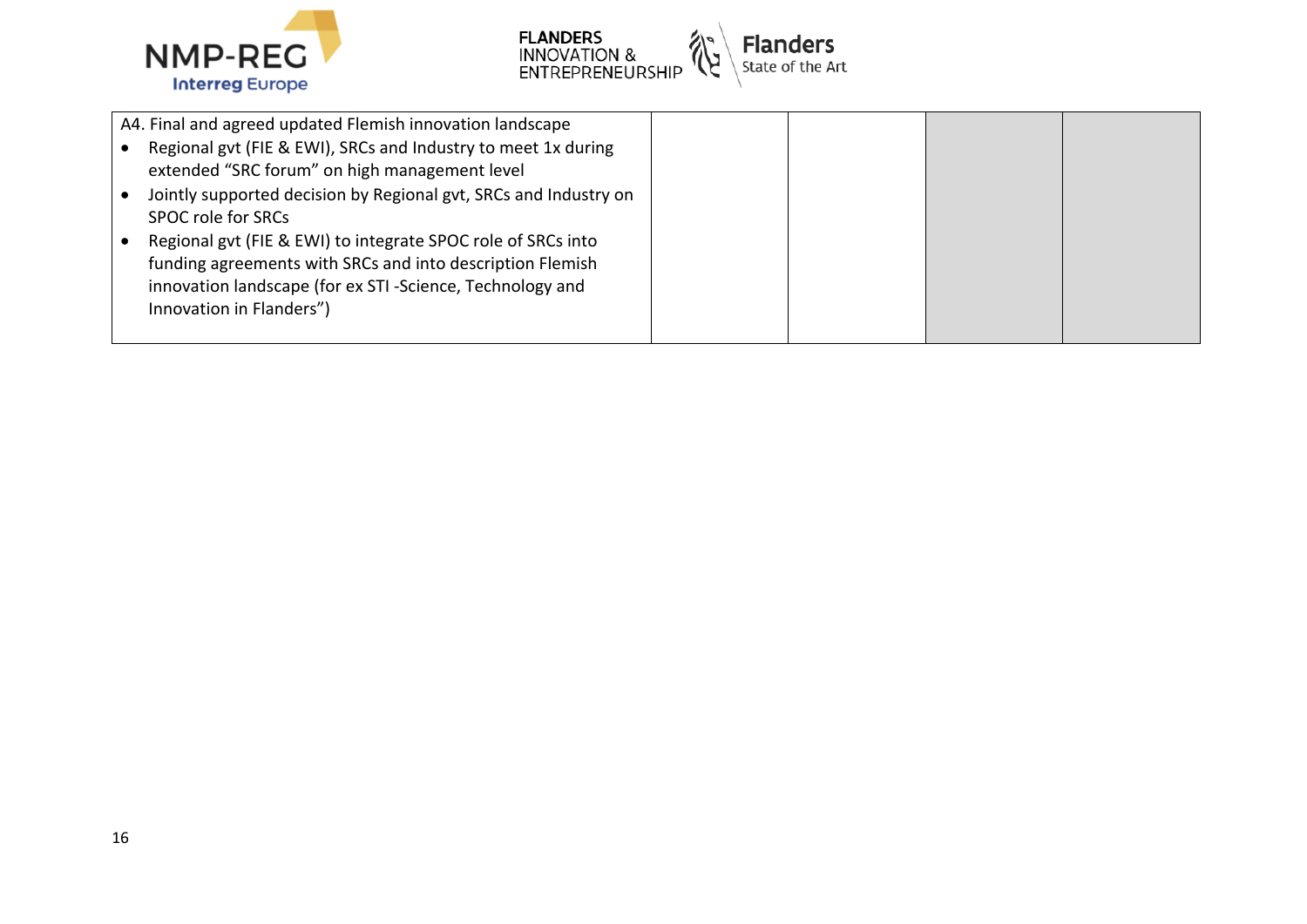| A4. Final and agreed updated Flemish innovation landscape<br>• Regional gvt (FIE & EWI), SRCs and Industry to meet 1x during extended “SRC forum” on high management level<br>• Jointly supported decision by Regional gvt, SRCs and Industry on SPOC role for SRCs<br>• Regional gvt (FIE & EWI) to integrate SPOC role of SRCs into funding agreements with SRCs and into description Flemish innovation landscape (for ex STI -Science, Technology and Innovation in Flanders”) | | | | |
|---|---|---|---|---|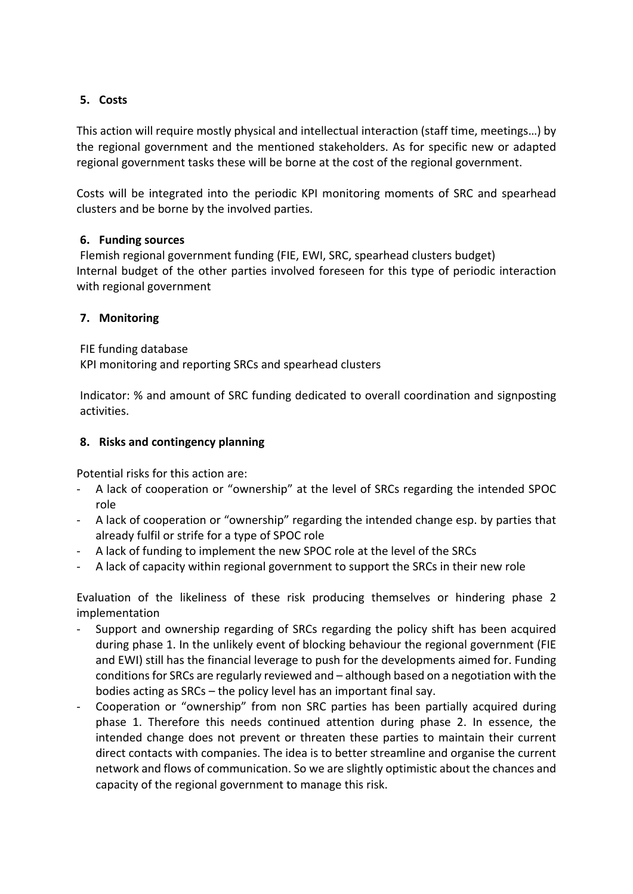## 5. Costs

This action will require mostly physical and intellectual interaction (staff time, meetings…) by the regional government and the mentioned stakeholders. As for specific new or adapted regional government tasks these will be borne at the cost of the regional government.

Costs will be integrated into the periodic KPI monitoring moments of SRC and spearhead clusters and be borne by the involved parties.

## 6. Funding sources

Flemish regional government funding (FIE, EWI, SRC, spearhead clusters budget)
Internal budget of the other parties involved foreseen for this type of periodic interaction with regional government

## 7. Monitoring

FIE funding database
KPI monitoring and reporting SRCs and spearhead clusters

Indicator: % and amount of SRC funding dedicated to overall coordination and signposting activities.

## 8. Risks and contingency planning

Potential risks for this action are:

- A lack of cooperation or "ownership" at the level of SRCs regarding the intended SPOC role
- A lack of cooperation or "ownership" regarding the intended change esp. by parties that already fulfil or strife for a type of SPOC role
- A lack of funding to implement the new SPOC role at the level of the SRCs
- A lack of capacity within regional government to support the SRCs in their new role

Evaluation of the likeliness of these risk producing themselves or hindering phase 2 implementation

- Support and ownership regarding of SRCs regarding the policy shift has been acquired during phase 1. In the unlikely event of blocking behaviour the regional government (FIE and EWI) still has the financial leverage to push for the developments aimed for. Funding conditions for SRCs are regularly reviewed and – although based on a negotiation with the bodies acting as SRCs – the policy level has an important final say.
- Cooperation or "ownership" from non SRC parties has been partially acquired during phase 1. Therefore this needs continued attention during phase 2. In essence, the intended change does not prevent or threaten these parties to maintain their current direct contacts with companies. The idea is to better streamline and organise the current network and flows of communication. So we are slightly optimistic about the chances and capacity of the regional government to manage this risk.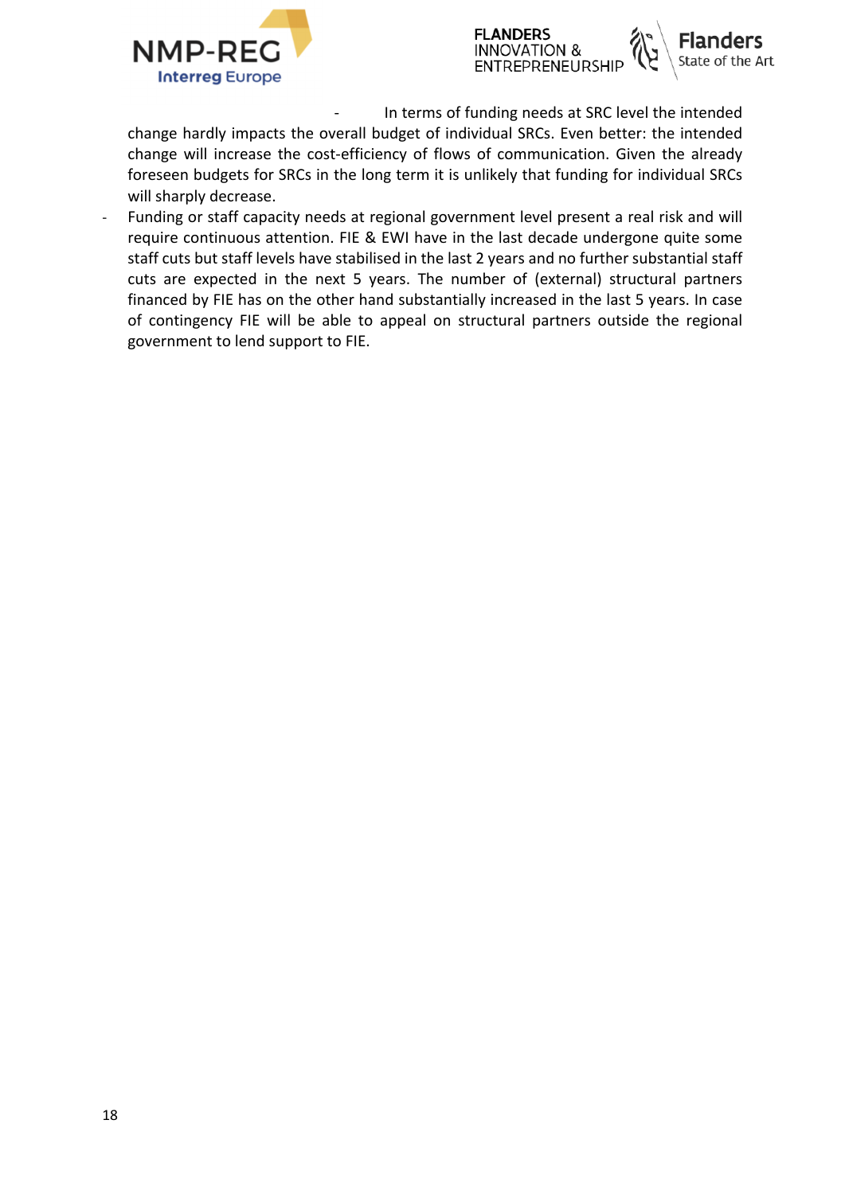- In terms of funding needs at SRC level the intended change hardly impacts the overall budget of individual SRCs. Even better: the intended change will increase the cost-efficiency of flows of communication. Given the already foreseen budgets for SRCs in the long term it is unlikely that funding for individual SRCs will sharply decrease.
- Funding or staff capacity needs at regional government level present a real risk and will require continuous attention. FIE & EWI have in the last decade undergone quite some staff cuts but staff levels have stabilised in the last 2 years and no further substantial staff cuts are expected in the next 5 years. The number of (external) structural partners financed by FIE has on the other hand substantially increased in the last 5 years. In case of contingency FIE will be able to appeal on structural partners outside the regional government to lend support to FIE.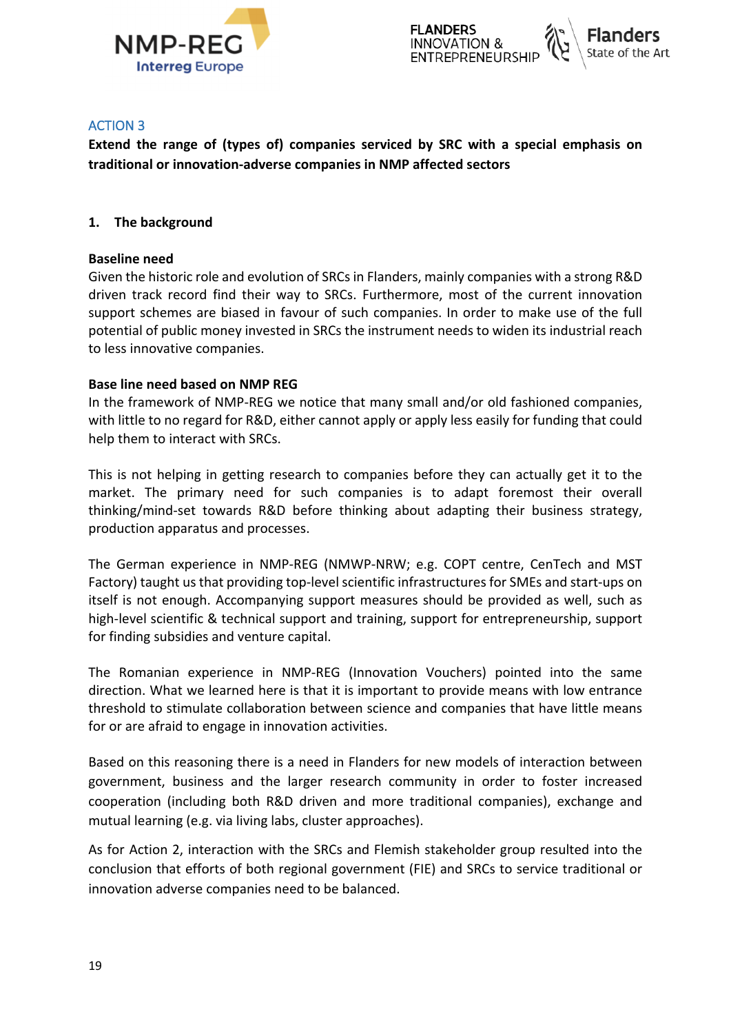ACTION 3

**Extend the range of (types of) companies serviced by SRC with a special emphasis on traditional or innovation-adverse companies in NMP affected sectors**

**1. The background**

**Baseline need**

Given the historic role and evolution of SRCs in Flanders, mainly companies with a strong R&D driven track record find their way to SRCs. Furthermore, most of the current innovation support schemes are biased in favour of such companies. In order to make use of the full potential of public money invested in SRCs the instrument needs to widen its industrial reach to less innovative companies.

**Base line need based on NMP REG**

In the framework of NMP-REG we notice that many small and/or old fashioned companies, with little to no regard for R&D, either cannot apply or apply less easily for funding that could help them to interact with SRCs.

This is not helping in getting research to companies before they can actually get it to the market. The primary need for such companies is to adapt foremost their overall thinking/mind-set towards R&D before thinking about adapting their business strategy, production apparatus and processes.

The German experience in NMP-REG (NMWP-NRW; e.g. COPT centre, CenTech and MST Factory) taught us that providing top-level scientific infrastructures for SMEs and start-ups on itself is not enough. Accompanying support measures should be provided as well, such as high-level scientific & technical support and training, support for entrepreneurship, support for finding subsidies and venture capital.

The Romanian experience in NMP-REG (Innovation Vouchers) pointed into the same direction. What we learned here is that it is important to provide means with low entrance threshold to stimulate collaboration between science and companies that have little means for or are afraid to engage in innovation activities.

Based on this reasoning there is a need in Flanders for new models of interaction between government, business and the larger research community in order to foster increased cooperation (including both R&D driven and more traditional companies), exchange and mutual learning (e.g. via living labs, cluster approaches).

As for Action 2, interaction with the SRCs and Flemish stakeholder group resulted into the conclusion that efforts of both regional government (FIE) and SRCs to service traditional or innovation adverse companies need to be balanced.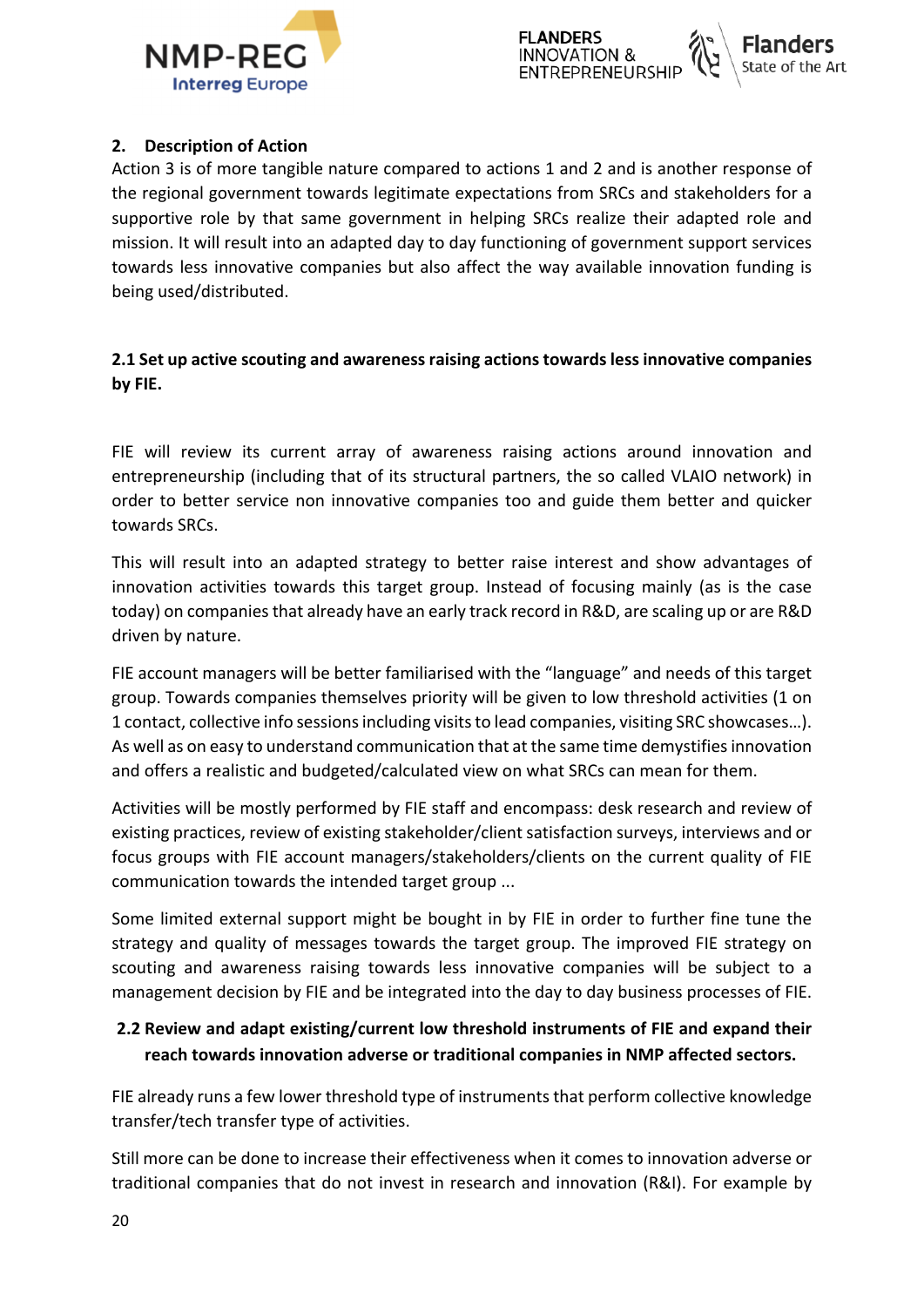## 2. Description of Action

Action 3 is of more tangible nature compared to actions 1 and 2 and is another response of the regional government towards legitimate expectations from SRCs and stakeholders for a supportive role by that same government in helping SRCs realize their adapted role and mission. It will result into an adapted day to day functioning of government support services towards less innovative companies but also affect the way available innovation funding is being used/distributed.

### 2.1 Set up active scouting and awareness raising actions towards less innovative companies by FIE.

FIE will review its current array of awareness raising actions around innovation and entrepreneurship (including that of its structural partners, the so called VLAIO network) in order to better service non innovative companies too and guide them better and quicker towards SRCs.

This will result into an adapted strategy to better raise interest and show advantages of innovation activities towards this target group. Instead of focusing mainly (as is the case today) on companies that already have an early track record in R&D, are scaling up or are R&D driven by nature.

FIE account managers will be better familiarised with the “language” and needs of this target group. Towards companies themselves priority will be given to low threshold activities (1 on 1 contact, collective info sessions including visits to lead companies, visiting SRC showcases…). As well as on easy to understand communication that at the same time demystifies innovation and offers a realistic and budgeted/calculated view on what SRCs can mean for them.

Activities will be mostly performed by FIE staff and encompass: desk research and review of existing practices, review of existing stakeholder/client satisfaction surveys, interviews and or focus groups with FIE account managers/stakeholders/clients on the current quality of FIE communication towards the intended target group ...

Some limited external support might be bought in by FIE in order to further fine tune the strategy and quality of messages towards the target group. The improved FIE strategy on scouting and awareness raising towards less innovative companies will be subject to a management decision by FIE and be integrated into the day to day business processes of FIE.

### 2.2 Review and adapt existing/current low threshold instruments of FIE and expand their reach towards innovation adverse or traditional companies in NMP affected sectors.

FIE already runs a few lower threshold type of instruments that perform collective knowledge transfer/tech transfer type of activities.

Still more can be done to increase their effectiveness when it comes to innovation adverse or traditional companies that do not invest in research and innovation (R&I). For example by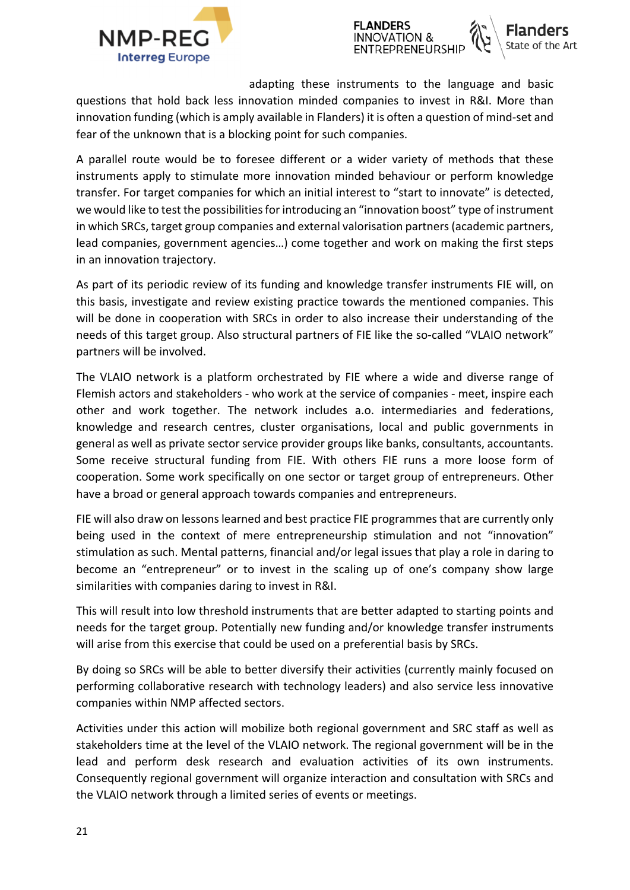adapting these instruments to the language and basic questions that hold back less innovation minded companies to invest in R&I. More than innovation funding (which is amply available in Flanders) it is often a question of mind-set and fear of the unknown that is a blocking point for such companies.

A parallel route would be to foresee different or a wider variety of methods that these instruments apply to stimulate more innovation minded behaviour or perform knowledge transfer. For target companies for which an initial interest to "start to innovate" is detected, we would like to test the possibilities for introducing an "innovation boost" type of instrument in which SRCs, target group companies and external valorisation partners (academic partners, lead companies, government agencies…) come together and work on making the first steps in an innovation trajectory.

As part of its periodic review of its funding and knowledge transfer instruments FIE will, on this basis, investigate and review existing practice towards the mentioned companies. This will be done in cooperation with SRCs in order to also increase their understanding of the needs of this target group. Also structural partners of FIE like the so-called "VLAIO network" partners will be involved.

The VLAIO network is a platform orchestrated by FIE where a wide and diverse range of Flemish actors and stakeholders - who work at the service of companies - meet, inspire each other and work together. The network includes a.o. intermediaries and federations, knowledge and research centres, cluster organisations, local and public governments in general as well as private sector service provider groups like banks, consultants, accountants. Some receive structural funding from FIE. With others FIE runs a more loose form of cooperation. Some work specifically on one sector or target group of entrepreneurs. Other have a broad or general approach towards companies and entrepreneurs.

FIE will also draw on lessons learned and best practice FIE programmes that are currently only being used in the context of mere entrepreneurship stimulation and not "innovation" stimulation as such. Mental patterns, financial and/or legal issues that play a role in daring to become an "entrepreneur" or to invest in the scaling up of one's company show large similarities with companies daring to invest in R&I.

This will result into low threshold instruments that are better adapted to starting points and needs for the target group. Potentially new funding and/or knowledge transfer instruments will arise from this exercise that could be used on a preferential basis by SRCs.

By doing so SRCs will be able to better diversify their activities (currently mainly focused on performing collaborative research with technology leaders) and also service less innovative companies within NMP affected sectors.

Activities under this action will mobilize both regional government and SRC staff as well as stakeholders time at the level of the VLAIO network. The regional government will be in the lead and perform desk research and evaluation activities of its own instruments. Consequently regional government will organize interaction and consultation with SRCs and the VLAIO network through a limited series of events or meetings.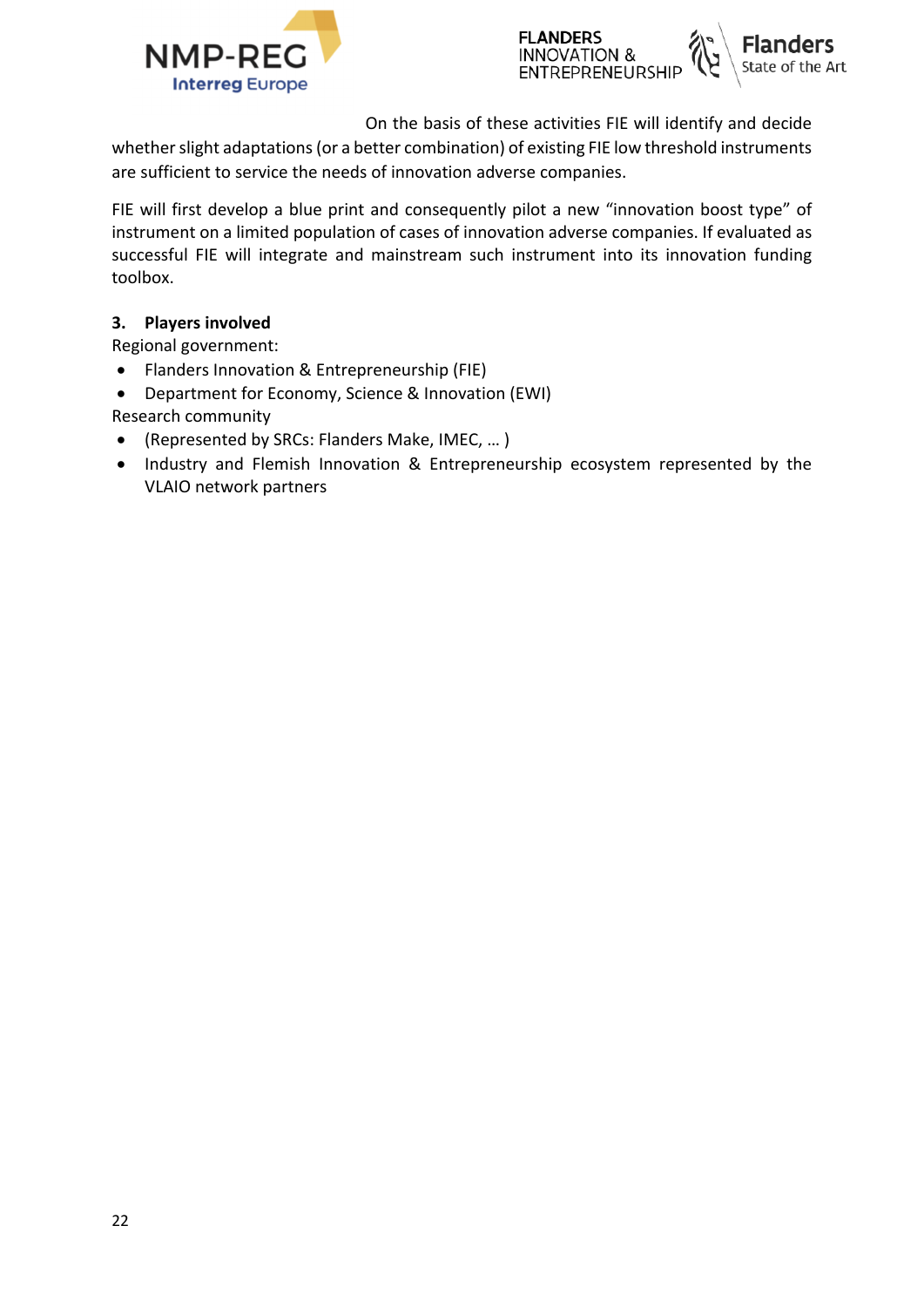On the basis of these activities FIE will identify and decide whether slight adaptations (or a better combination) of existing FIE low threshold instruments are sufficient to service the needs of innovation adverse companies.

FIE will first develop a blue print and consequently pilot a new "innovation boost type" of instrument on a limited population of cases of innovation adverse companies. If evaluated as successful FIE will integrate and mainstream such instrument into its innovation funding toolbox.

### 3. Players involved

Regional government:

- Flanders Innovation & Entrepreneurship (FIE)
- Department for Economy, Science & Innovation (EWI)

Research community

- (Represented by SRCs: Flanders Make, IMEC, … )
- Industry and Flemish Innovation & Entrepreneurship ecosystem represented by the VLAIO network partners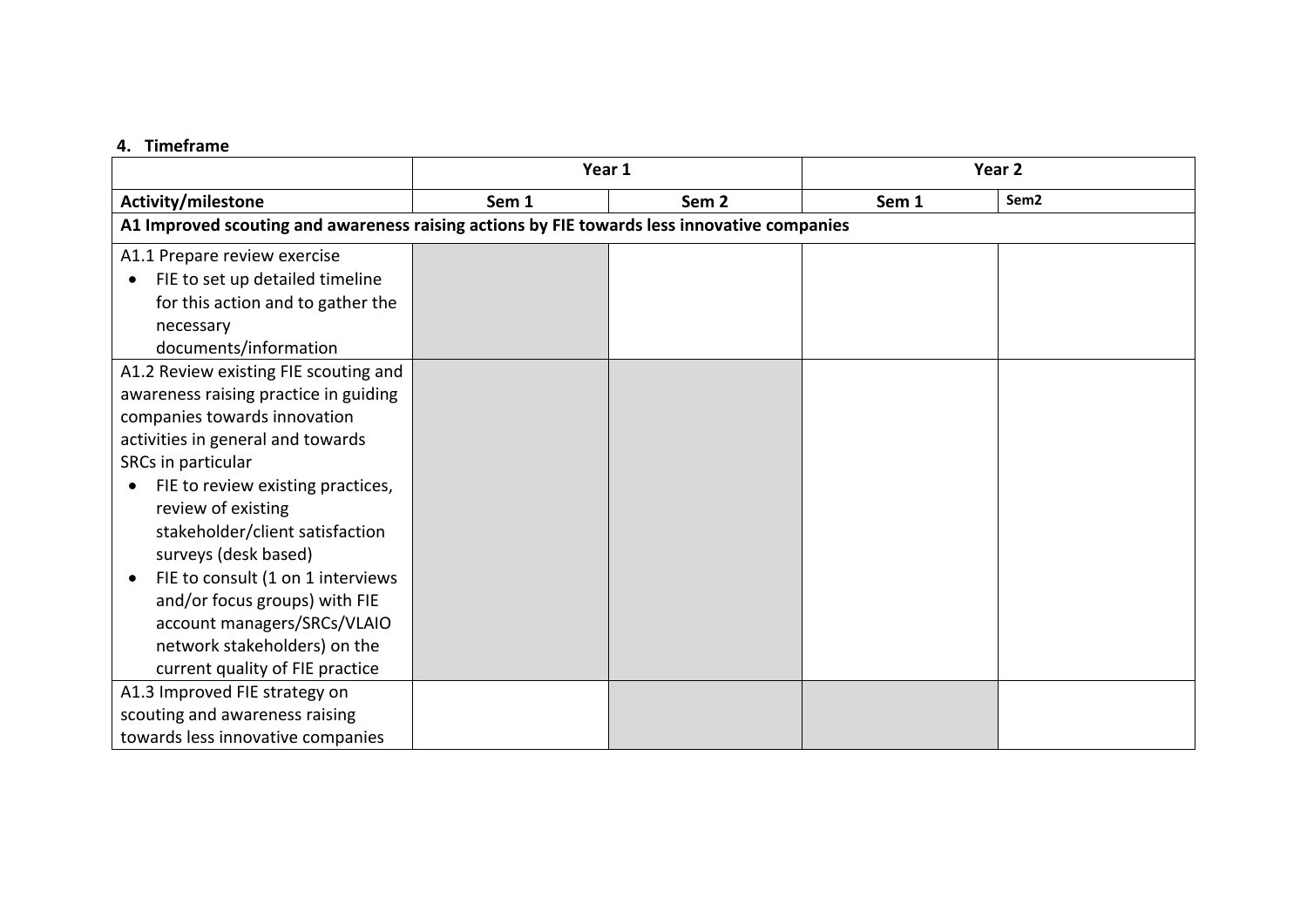## 4. Timeframe

| | Year 1 | | Year 2 | |
|---|---|---|---|---|
| **Activity/milestone** | **Sem 1** | **Sem 2** | **Sem 1** | **Sem2** |
| **A1 Improved scouting and awareness raising actions by FIE towards less innovative companies** | | | | |
| A1.1 Prepare review exercise<br>• FIE to set up detailed timeline for this action and to gather the necessary documents/information | | | | |
| A1.2 Review existing FIE scouting and awareness raising practice in guiding companies towards innovation activities in general and towards SRCs in particular<br>• FIE to review existing practices, review of existing stakeholder/client satisfaction surveys (desk based)<br>• FIE to consult (1 on 1 interviews and/or focus groups) with FIE account managers/SRCs/VLAIO network stakeholders) on the current quality of FIE practice | | | | |
| A1.3 Improved FIE strategy on scouting and awareness raising towards less innovative companies | | | | |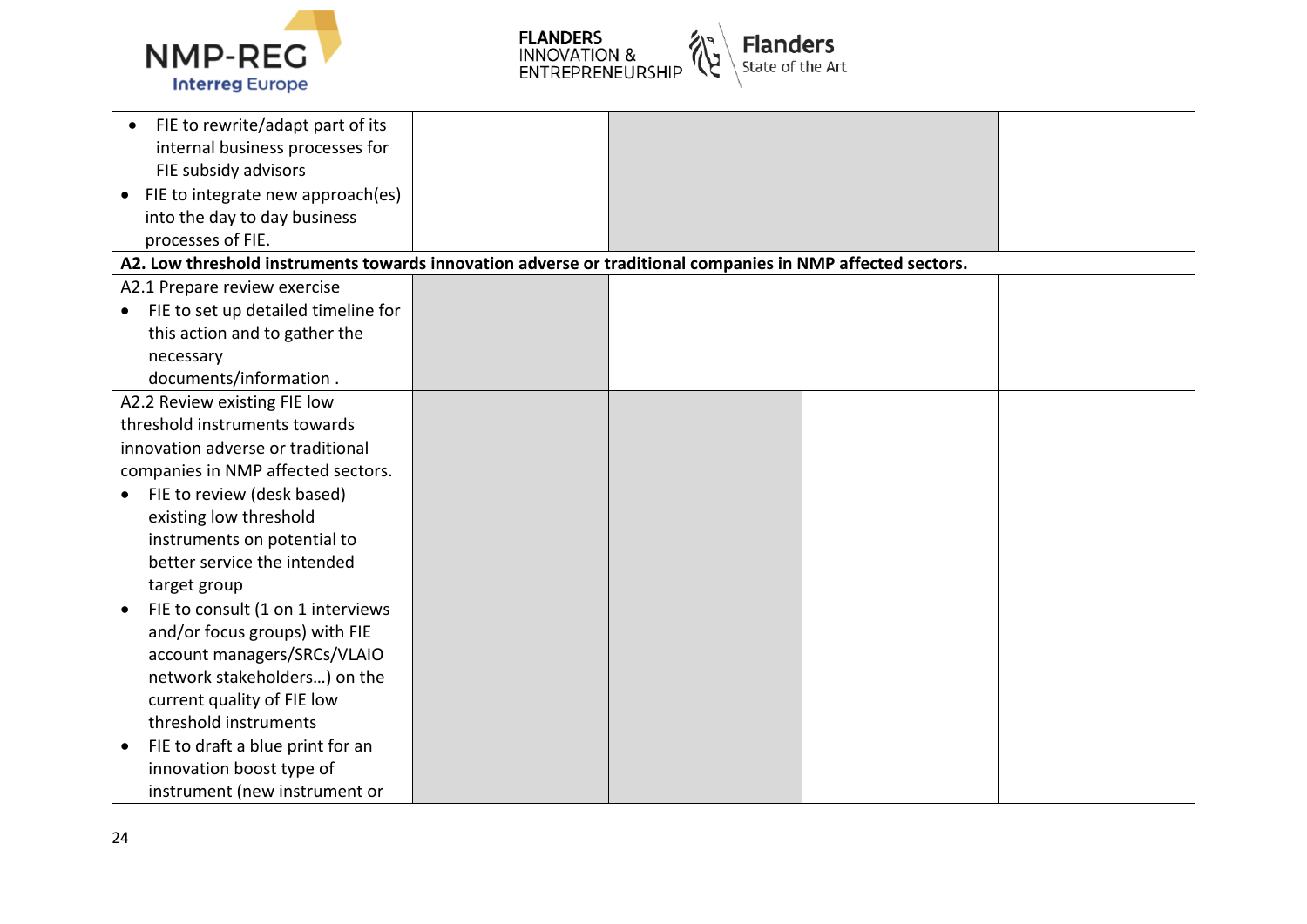| | | | | |
|---|---|---|---|---|
| • FIE to rewrite/adapt part of its internal business processes for FIE subsidy advisors<br>• FIE to integrate new approach(es) into the day to day business processes of FIE. | | | | |
| **A2. Low threshold instruments towards innovation adverse or traditional companies in NMP affected sectors.** | | | | |
| A2.1 Prepare review exercise<br>• FIE to set up detailed timeline for this action and to gather the necessary documents/information . | | | | |
| A2.2 Review existing FIE low threshold instruments towards innovation adverse or traditional companies in NMP affected sectors.<br>• FIE to review (desk based) existing low threshold instruments on potential to better service the intended target group<br>• FIE to consult (1 on 1 interviews and/or focus groups) with FIE account managers/SRCs/VLAIO network stakeholders…) on the current quality of FIE low threshold instruments<br>• FIE to draft a blue print for an innovation boost type of instrument (new instrument or | | | | |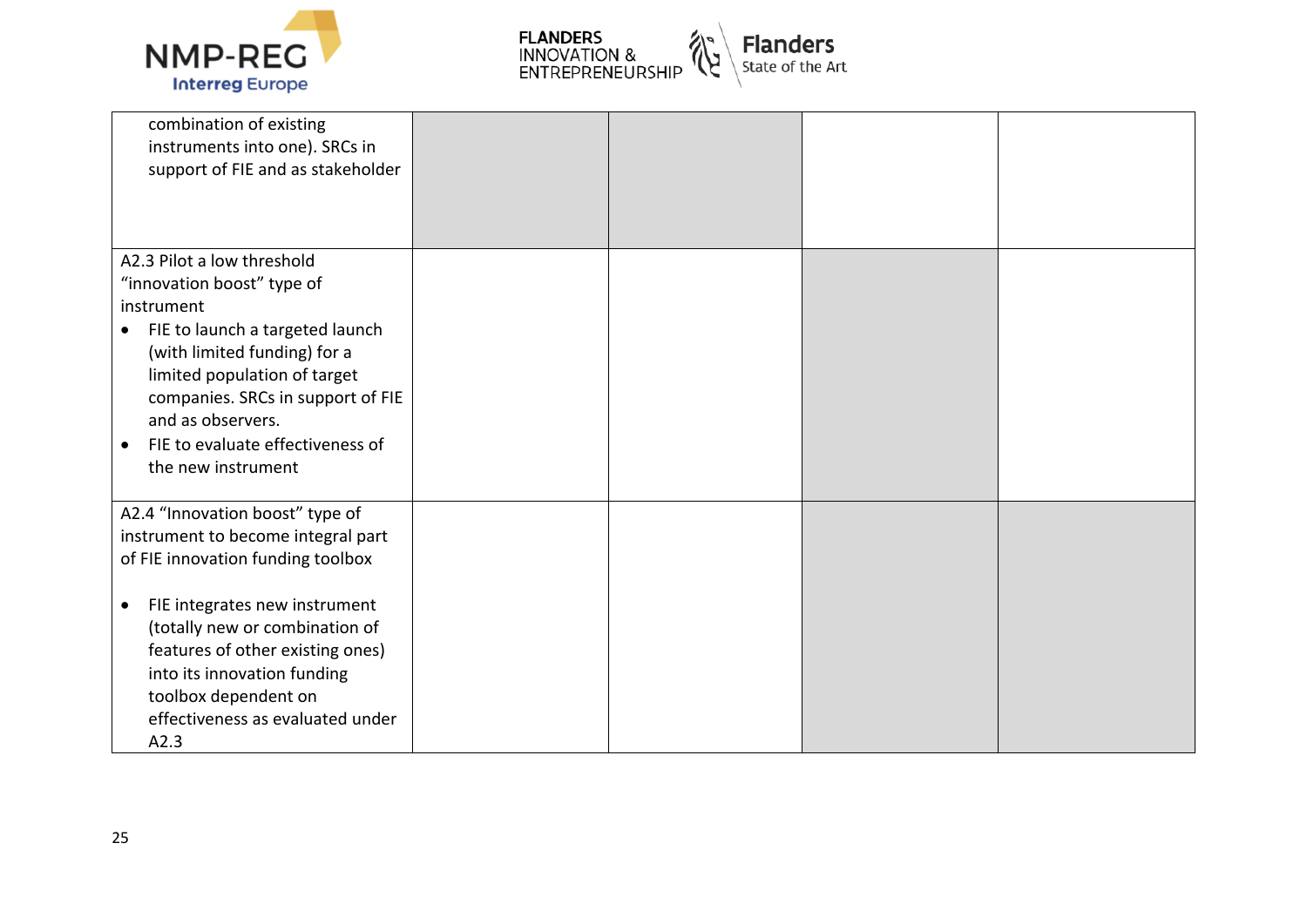| | | | | |
|---|---|---|---|---|
| combination of existing instruments into one). SRCs in support of FIE and as stakeholder | | | | |
| A2.3 Pilot a low threshold "innovation boost" type of instrument<br>• FIE to launch a targeted launch (with limited funding) for a limited population of target companies. SRCs in support of FIE and as observers.<br>• FIE to evaluate effectiveness of the new instrument | | | | |
| A2.4 "Innovation boost" type of instrument to become integral part of FIE innovation funding toolbox<br><br>• FIE integrates new instrument (totally new or combination of features of other existing ones) into its innovation funding toolbox dependent on effectiveness as evaluated under A2.3 | | | | |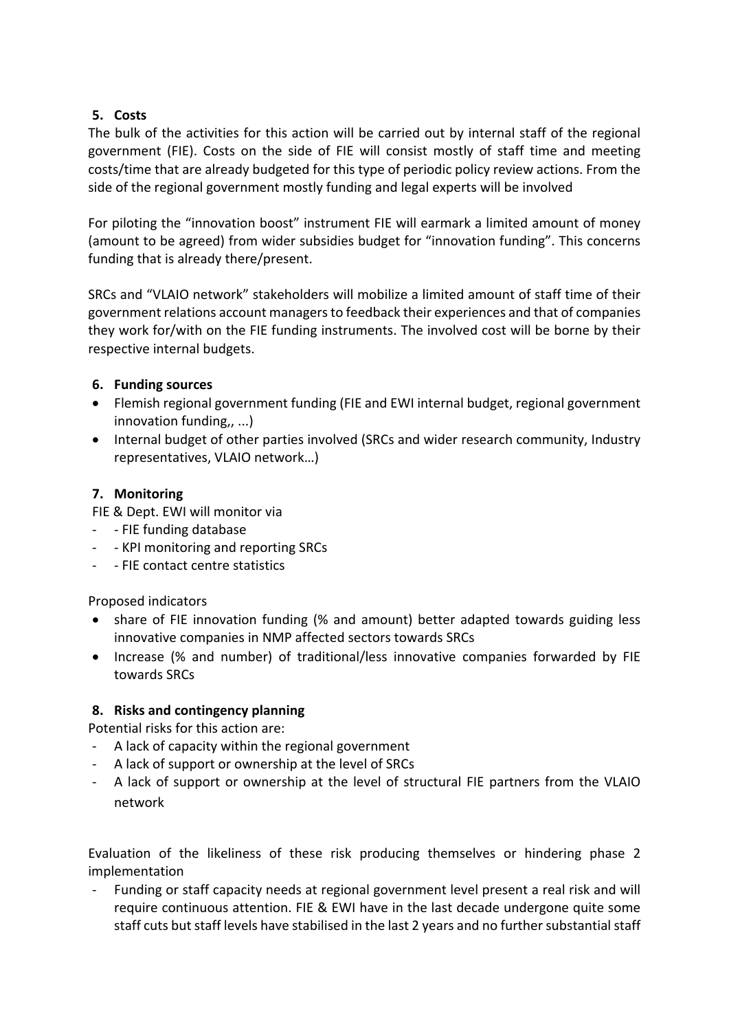**5. Costs**

The bulk of the activities for this action will be carried out by internal staff of the regional government (FIE). Costs on the side of FIE will consist mostly of staff time and meeting costs/time that are already budgeted for this type of periodic policy review actions. From the side of the regional government mostly funding and legal experts will be involved

For piloting the "innovation boost" instrument FIE will earmark a limited amount of money (amount to be agreed) from wider subsidies budget for "innovation funding". This concerns funding that is already there/present.

SRCs and "VLAIO network" stakeholders will mobilize a limited amount of staff time of their government relations account managers to feedback their experiences and that of companies they work for/with on the FIE funding instruments. The involved cost will be borne by their respective internal budgets.

**6. Funding sources**

- Flemish regional government funding (FIE and EWI internal budget, regional government innovation funding,, ...)
- Internal budget of other parties involved (SRCs and wider research community, Industry representatives, VLAIO network…)

**7. Monitoring**

FIE & Dept. EWI will monitor via

- - FIE funding database
- - KPI monitoring and reporting SRCs
- - FIE contact centre statistics

Proposed indicators

- share of FIE innovation funding (% and amount) better adapted towards guiding less innovative companies in NMP affected sectors towards SRCs
- Increase (% and number) of traditional/less innovative companies forwarded by FIE towards SRCs

**8. Risks and contingency planning**

Potential risks for this action are:

- A lack of capacity within the regional government
- A lack of support or ownership at the level of SRCs
- A lack of support or ownership at the level of structural FIE partners from the VLAIO network

Evaluation of the likeliness of these risk producing themselves or hindering phase 2 implementation

- Funding or staff capacity needs at regional government level present a real risk and will require continuous attention. FIE & EWI have in the last decade undergone quite some staff cuts but staff levels have stabilised in the last 2 years and no further substantial staff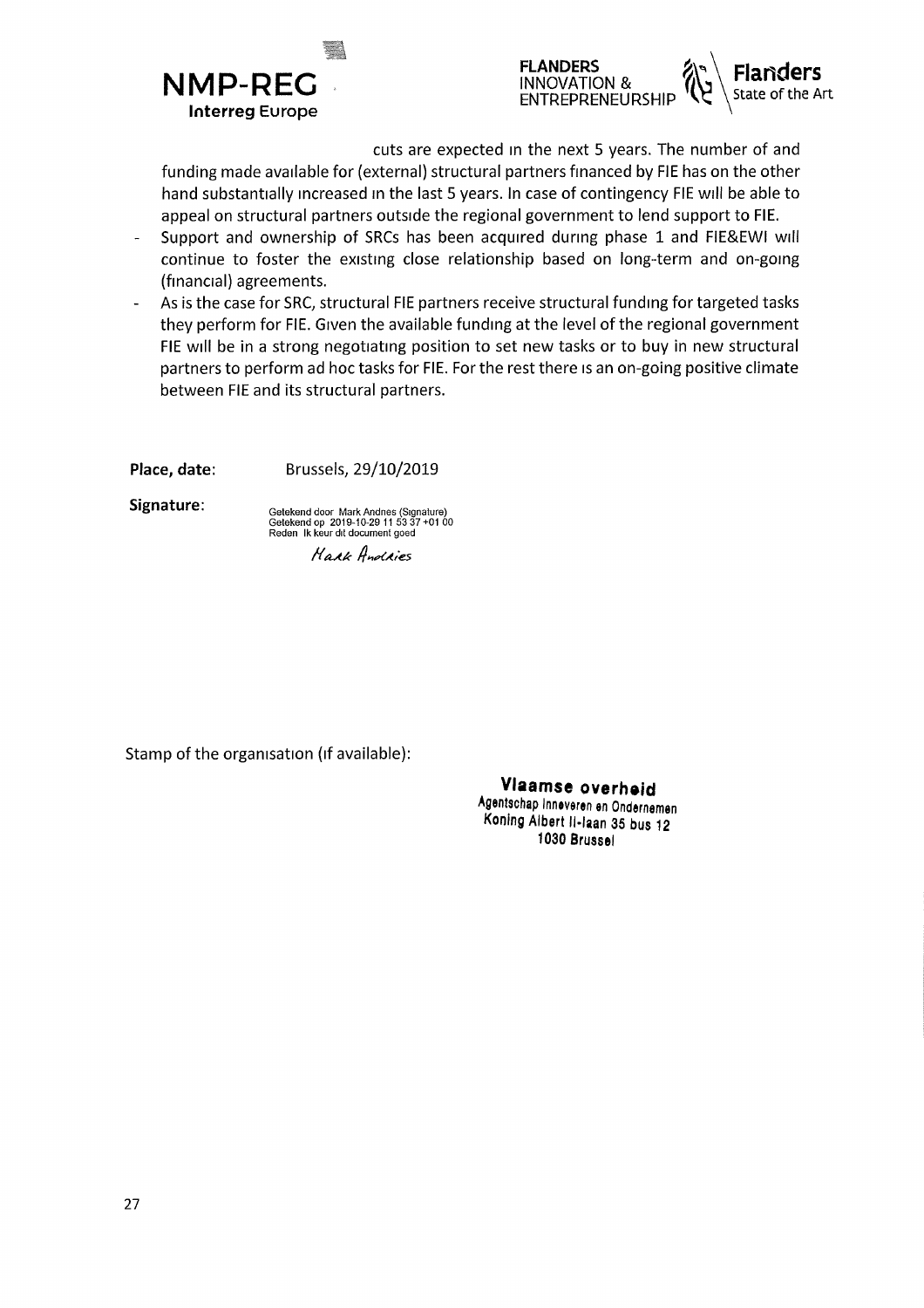cuts are expected in the next 5 years. The number of and funding made available for (external) structural partners financed by FIE has on the other hand substantially increased in the last 5 years. In case of contingency FIE will be able to appeal on structural partners outside the regional government to lend support to FIE.

- Support and ownership of SRCs has been acquired during phase 1 and FIE&EWI will continue to foster the existing close relationship based on long-term and on-going (financial) agreements.
- As is the case for SRC, structural FIE partners receive structural funding for targeted tasks they perform for FIE. Given the available funding at the level of the regional government FIE will be in a strong negotiating position to set new tasks or to buy in new structural partners to perform ad hoc tasks for FIE. For the rest there is an on-going positive climate between FIE and its structural partners.

**Place, date:** Brussels, 29/10/2019

**Signature:**

Getekend door Mark Andries (Signature)
Getekend op 2019-10-29 11 53 37 +01 00
Reden Ik keur dit document goed

Mark Andries

Stamp of the organisation (if available):

**Vlaamse overheid**
Agentschap Innoveren en Ondernemen
Koning Albert II-laan 35 bus 12
1030 Brussel